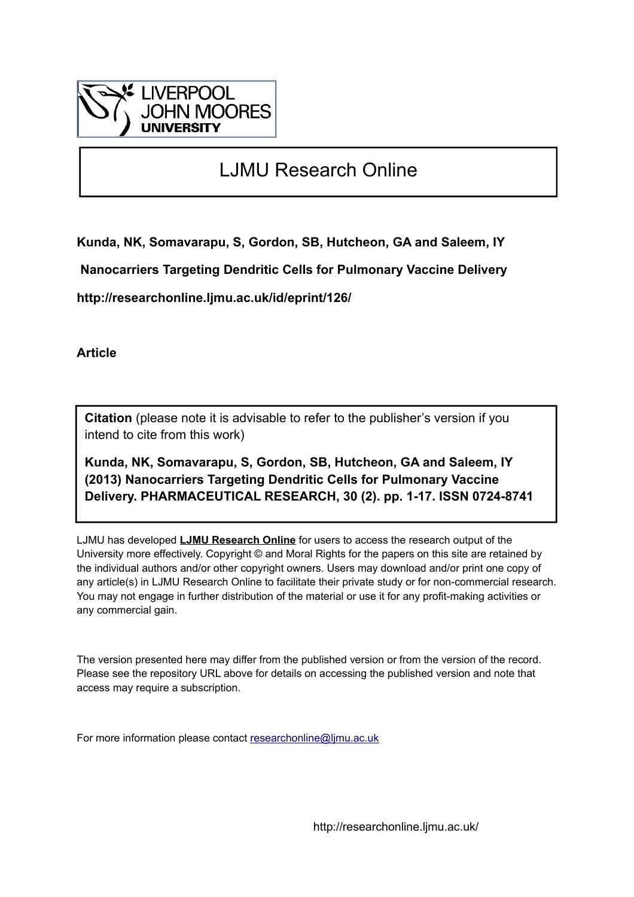LIVERPOOL JOHN MOORES UNIVERSITY

# LJMU Research Online

**Kunda, NK, Somavarapu, S, Gordon, SB, Hutcheon, GA and Saleem, IY**

**Nanocarriers Targeting Dendritic Cells for Pulmonary Vaccine Delivery**

**http://researchonline.ljmu.ac.uk/id/eprint/126/**

**Article**

**Citation** (please note it is advisable to refer to the publisher's version if you intend to cite from this work)

**Kunda, NK, Somavarapu, S, Gordon, SB, Hutcheon, GA and Saleem, IY (2013) Nanocarriers Targeting Dendritic Cells for Pulmonary Vaccine Delivery. PHARMACEUTICAL RESEARCH, 30 (2). pp. 1-17. ISSN 0724-8741**

LJMU has developed **LJMU Research Online** for users to access the research output of the University more effectively. Copyright © and Moral Rights for the papers on this site are retained by the individual authors and/or other copyright owners. Users may download and/or print one copy of any article(s) in LJMU Research Online to facilitate their private study or for non-commercial research. You may not engage in further distribution of the material or use it for any profit-making activities or any commercial gain.

The version presented here may differ from the published version or from the version of the record. Please see the repository URL above for details on accessing the published version and note that access may require a subscription.

For more information please contact researchonline@ljmu.ac.uk

http://researchonline.ljmu.ac.uk/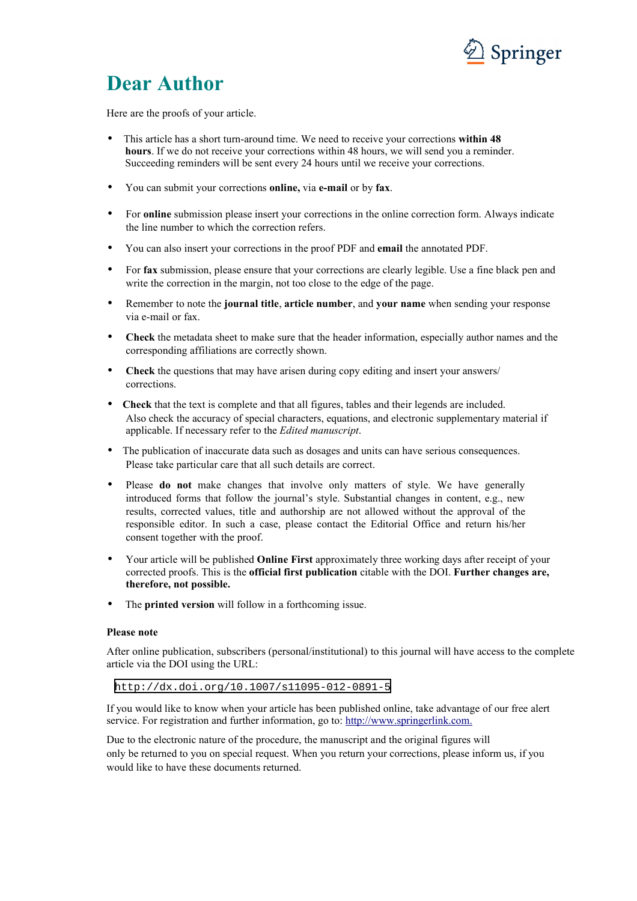# Dear Author

Here are the proofs of your article.

- This article has a short turn-around time. We need to receive your corrections **within 48 hours**. If we do not receive your corrections within 48 hours, we will send you a reminder. Succeeding reminders will be sent every 24 hours until we receive your corrections.
- You can submit your corrections **online,** via **e-mail** or by **fax**.
- For **online** submission please insert your corrections in the online correction form. Always indicate the line number to which the correction refers.
- You can also insert your corrections in the proof PDF and **email** the annotated PDF.
- For **fax** submission, please ensure that your corrections are clearly legible. Use a fine black pen and write the correction in the margin, not too close to the edge of the page.
- Remember to note the **journal title**, **article number**, and **your name** when sending your response via e-mail or fax.
- **Check** the metadata sheet to make sure that the header information, especially author names and the corresponding affiliations are correctly shown.
- **Check** the questions that may have arisen during copy editing and insert your answers/ corrections.
- **Check** that the text is complete and that all figures, tables and their legends are included. Also check the accuracy of special characters, equations, and electronic supplementary material if applicable. If necessary refer to the *Edited manuscript*.
- The publication of inaccurate data such as dosages and units can have serious consequences. Please take particular care that all such details are correct.
- Please **do not** make changes that involve only matters of style. We have generally introduced forms that follow the journal's style. Substantial changes in content, e.g., new results, corrected values, title and authorship are not allowed without the approval of the responsible editor. In such a case, please contact the Editorial Office and return his/her consent together with the proof.
- Your article will be published **Online First** approximately three working days after receipt of your corrected proofs. This is the **official first publication** citable with the DOI. **Further changes are, therefore, not possible.**
- The **printed version** will follow in a forthcoming issue.

**Please note**

After online publication, subscribers (personal/institutional) to this journal will have access to the complete article via the DOI using the URL:

http://dx.doi.org/10.1007/s11095-012-0891-5

If you would like to know when your article has been published online, take advantage of our free alert service. For registration and further information, go to: http://www.springerlink.com.

Due to the electronic nature of the procedure, the manuscript and the original figures will only be returned to you on special request. When you return your corrections, please inform us, if you would like to have these documents returned.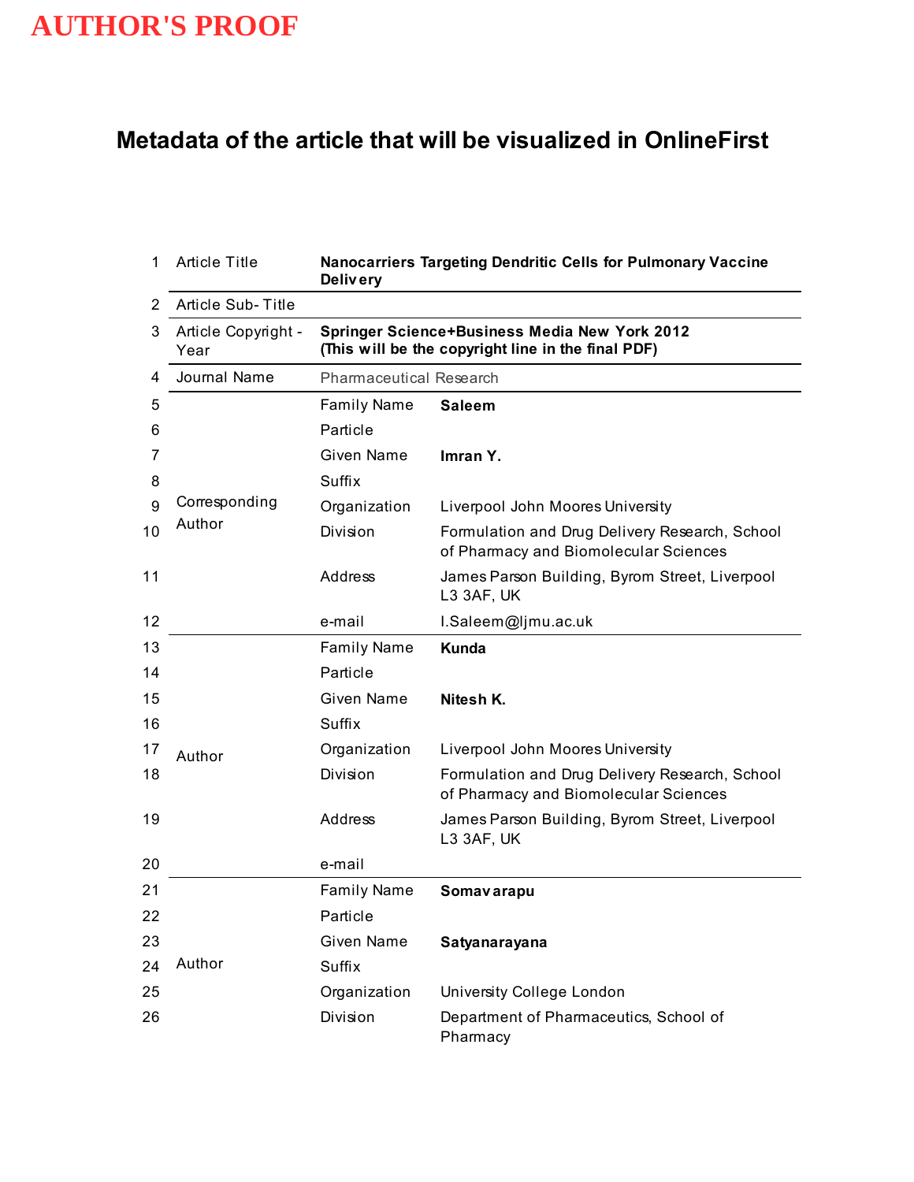AUTHOR'S PROOF

# Metadata of the article that will be visualized in OnlineFirst

| # | Field | | |
|---|---|---|---|
| 1 | Article Title | **Nanocarriers Targeting Dendritic Cells for Pulmonary Vaccine Delivery** | |
| 2 | Article Sub- Title | | |
| 3 | Article Copyright - Year | **Springer Science+Business Media New York 2012 (This will be the copyright line in the final PDF)** | |
| 4 | Journal Name | Pharmaceutical Research | |
| 5 | Corresponding Author | Family Name | **Saleem** |
| 6 | | Particle | |
| 7 | | Given Name | **Imran Y.** |
| 8 | | Suffix | |
| 9 | | Organization | Liverpool John Moores University |
| 10 | | Division | Formulation and Drug Delivery Research, School of Pharmacy and Biomolecular Sciences |
| 11 | | Address | James Parson Building, Byrom Street, Liverpool L3 3AF, UK |
| 12 | | e-mail | I.Saleem@ljmu.ac.uk |
| 13 | Author | Family Name | **Kunda** |
| 14 | | Particle | |
| 15 | | Given Name | **Nitesh K.** |
| 16 | | Suffix | |
| 17 | | Organization | Liverpool John Moores University |
| 18 | | Division | Formulation and Drug Delivery Research, School of Pharmacy and Biomolecular Sciences |
| 19 | | Address | James Parson Building, Byrom Street, Liverpool L3 3AF, UK |
| 20 | | e-mail | |
| 21 | Author | Family Name | **Somavarapu** |
| 22 | | Particle | |
| 23 | | Given Name | **Satyanarayana** |
| 24 | | Suffix | |
| 25 | | Organization | University College London |
| 26 | | Division | Department of Pharmaceutics, School of Pharmacy |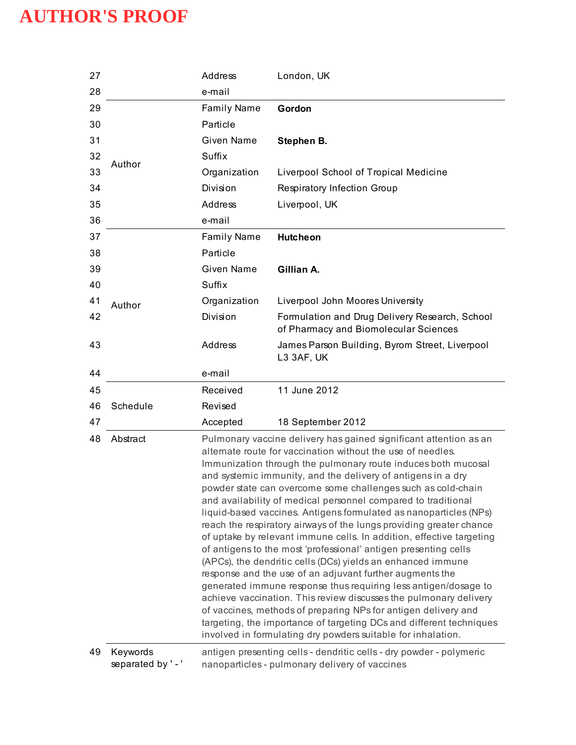| | | | |
|---|---|---|---|
| 27 | | Address | London, UK |
| 28 | | e-mail | |
| 29 | Author | Family Name | **Gordon** |
| 30 | | Particle | |
| 31 | | Given Name | **Stephen B.** |
| 32 | | Suffix | |
| 33 | | Organization | Liverpool School of Tropical Medicine |
| 34 | | Division | Respiratory Infection Group |
| 35 | | Address | Liverpool, UK |
| 36 | | e-mail | |
| 37 | Author | Family Name | **Hutcheon** |
| 38 | | Particle | |
| 39 | | Given Name | **Gillian A.** |
| 40 | | Suffix | |
| 41 | | Organization | Liverpool John Moores University |
| 42 | | Division | Formulation and Drug Delivery Research, School of Pharmacy and Biomolecular Sciences |
| 43 | | Address | James Parson Building, Byrom Street, Liverpool L3 3AF, UK |
| 44 | | e-mail | |
| 45 | Schedule | Received | 11 June 2012 |
| 46 | | Revised | |
| 47 | | Accepted | 18 September 2012 |
| 48 | Abstract | | Pulmonary vaccine delivery has gained significant attention as an alternate route for vaccination without the use of needles. Immunization through the pulmonary route induces both mucosal and systemic immunity, and the delivery of antigens in a dry powder state can overcome some challenges such as cold-chain and availability of medical personnel compared to traditional liquid-based vaccines. Antigens formulated as nanoparticles (NPs) reach the respiratory airways of the lungs providing greater chance of uptake by relevant immune cells. In addition, effective targeting of antigens to the most 'professional' antigen presenting cells (APCs), the dendritic cells (DCs) yields an enhanced immune response and the use of an adjuvant further augments the generated immune response thus requiring less antigen/dosage to achieve vaccination. This review discusses the pulmonary delivery of vaccines, methods of preparing NPs for antigen delivery and targeting, the importance of targeting DCs and different techniques involved in formulating dry powders suitable for inhalation. |
| 49 | Keywords separated by ' - ' | | antigen presenting cells - dendritic cells - dry powder - polymeric nanoparticles - pulmonary delivery of vaccines |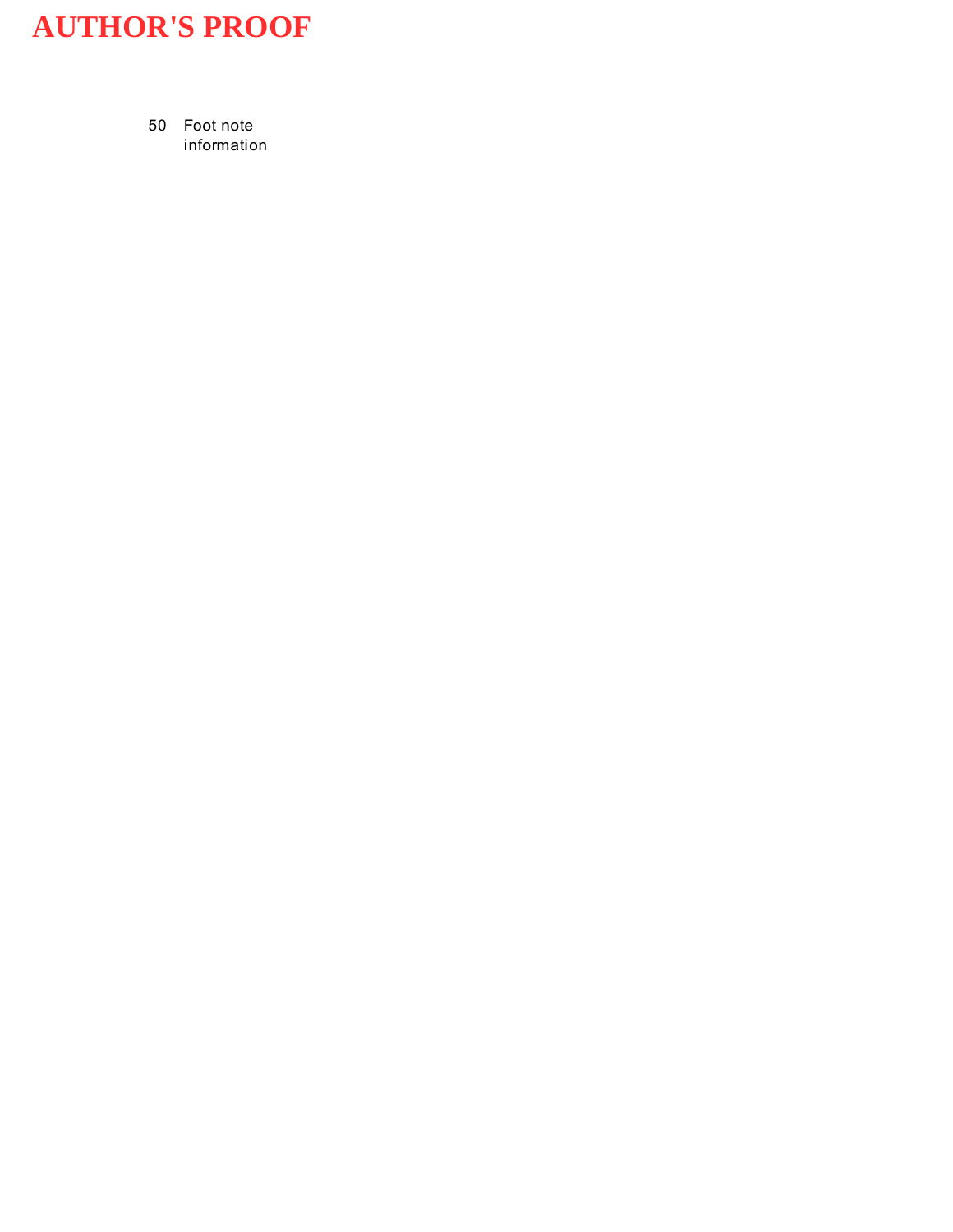50 Foot note information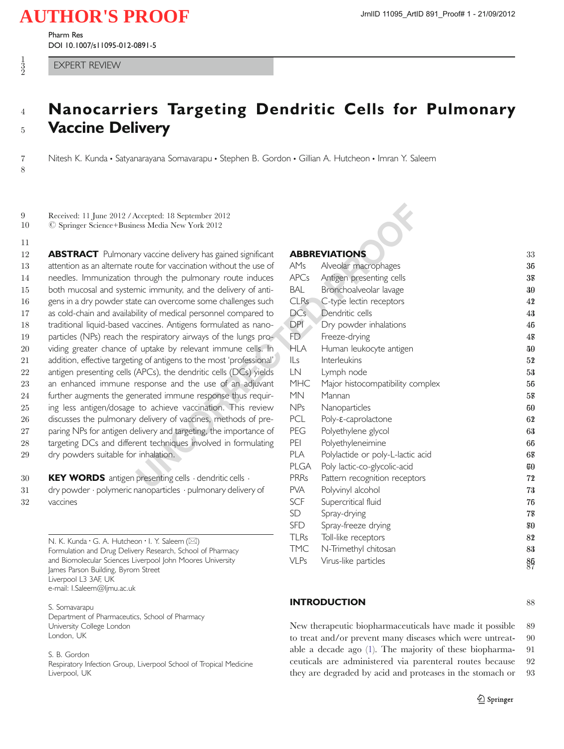AUTHOR'S PROOF

Pharm Res
DOI 10.1007/s11095-012-0891-5

EXPERT REVIEW

# Nanocarriers Targeting Dendritic Cells for Pulmonary Vaccine Delivery

Nitesh K. Kunda • Satyanarayana Somavarapu • Stephen B. Gordon • Gillian A. Hutcheon • Imran Y. Saleem

Received: 11 June 2012 / Accepted: 18 September 2012
© Springer Science+Business Media New York 2012

**ABSTRACT** Pulmonary vaccine delivery has gained significant attention as an alternate route for vaccination without the use of needles. Immunization through the pulmonary route induces both mucosal and systemic immunity, and the delivery of antigens in a dry powder state can overcome some challenges such as cold-chain and availability of medical personnel compared to traditional liquid-based vaccines. Antigens formulated as nanoparticles (NPs) reach the respiratory airways of the lungs providing greater chance of uptake by relevant immune cells. In addition, effective targeting of antigens to the most 'professional' antigen presenting cells (APCs), the dendritic cells (DCs) yields an enhanced immune response and the use of an adjuvant further augments the generated immune response thus requiring less antigen/dosage to achieve vaccination. This review discusses the pulmonary delivery of vaccines, methods of preparing NPs for antigen delivery and targeting, the importance of targeting DCs and different techniques involved in formulating dry powders suitable for inhalation.

**KEY WORDS** antigen presenting cells · dendritic cells · dry powder · polymeric nanoparticles · pulmonary delivery of vaccines

N. K. Kunda · G. A. Hutcheon · I. Y. Saleem (✉)
Formulation and Drug Delivery Research, School of Pharmacy and Biomolecular Sciences Liverpool John Moores University
James Parson Building, Byrom Street
Liverpool L3 3AF, UK
e-mail: I.Saleem@ljmu.ac.uk

S. Somavarapu
Department of Pharmaceutics, School of Pharmacy
University College London
London, UK

S. B. Gordon
Respiratory Infection Group, Liverpool School of Tropical Medicine
Liverpool, UK

## ABBREVIATIONS

| | |
|---|---|
| AMs | Alveolar macrophages |
| APCs | Antigen presenting cells |
| BAL | Bronchoalveolar lavage |
| CLRs | C-type lectin receptors |
| DCs | Dendritic cells |
| DPI | Dry powder inhalations |
| FD | Freeze-drying |
| HLA | Human leukocyte antigen |
| ILs | Interleukins |
| LN | Lymph node |
| MHC | Major histocompatibility complex |
| MN | Mannan |
| NPs | Nanoparticles |
| PCL | Poly-ε-caprolactone |
| PEG | Polyethylene glycol |
| PEI | Polyethyleneimine |
| PLA | Polylactide or poly-L-lactic acid |
| PLGA | Poly lactic-co-glycolic-acid |
| PRRs | Pattern recognition receptors |
| PVA | Polyvinyl alcohol |
| SCF | Supercritical fluid |
| SD | Spray-drying |
| SFD | Spray-freeze drying |
| TLRs | Toll-like receptors |
| TMC | N-Trimethyl chitosan |
| VLPs | Virus-like particles |

## INTRODUCTION

New therapeutic biopharmaceuticals have made it possible to treat and/or prevent many diseases which were untreatable a decade ago (1). The majority of these biopharmaceuticals are administered via parenteral routes because they are degraded by acid and proteases in the stomach or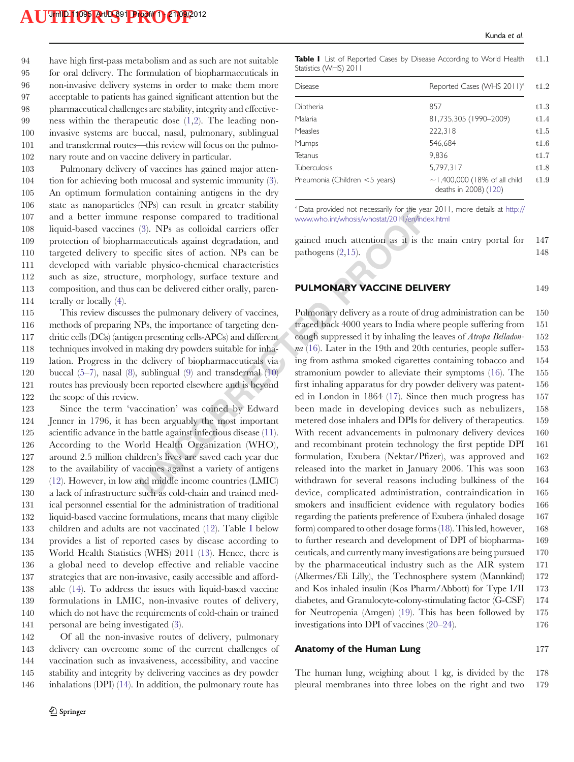have high first-pass metabolism and as such are not suitable for oral delivery. The formulation of biopharmaceuticals in non-invasive delivery systems in order to make them more acceptable to patients has gained significant attention but the pharmaceutical challenges are stability, integrity and effectiveness within the therapeutic dose (1,2). The leading non-invasive systems are buccal, nasal, pulmonary, sublingual and transdermal routes—this review will focus on the pulmonary route and on vaccine delivery in particular.

Pulmonary delivery of vaccines has gained major attention for achieving both mucosal and systemic immunity (3). An optimum formulation containing antigens in the dry state as nanoparticles (NPs) can result in greater stability and a better immune response compared to traditional liquid-based vaccines (3). NPs as colloidal carriers offer protection of biopharmaceuticals against degradation, and targeted delivery to specific sites of action. NPs can be developed with variable physico-chemical characteristics such as size, structure, morphology, surface texture and composition, and thus can be delivered either orally, parenterally or locally (4).

This review discusses the pulmonary delivery of vaccines, methods of preparing NPs, the importance of targeting dendritic cells (DCs) (antigen presenting cells-APCs) and different techniques involved in making dry powders suitable for inhalation. Progress in the delivery of biopharmaceuticals via buccal (5–7), nasal (8), sublingual (9) and transdermal (10) routes has previously been reported elsewhere and is beyond the scope of this review.

Since the term 'vaccination' was coined by Edward Jenner in 1796, it has been arguably the most important scientific advance in the battle against infectious disease (11). According to the World Health Organization (WHO), around 2.5 million children's lives are saved each year due to the availability of vaccines against a variety of antigens (12). However, in low and middle income countries (LMIC) a lack of infrastructure such as cold-chain and trained medical personnel essential for the administration of traditional liquid-based vaccine formulations, means that many eligible children and adults are not vaccinated (12). Table I below provides a list of reported cases by disease according to World Health Statistics (WHS) 2011 (13). Hence, there is a global need to develop effective and reliable vaccine strategies that are non-invasive, easily accessible and affordable (14). To address the issues with liquid-based vaccine formulations in LMIC, non-invasive routes of delivery, which do not have the requirements of cold-chain or trained personal are being investigated (3).

Of all the non-invasive routes of delivery, pulmonary delivery can overcome some of the current challenges of vaccination such as invasiveness, accessibility, and vaccine stability and integrity by delivering vaccines as dry powder inhalations (DPI) (14). In addition, the pulmonary route has gained much attention as it is the main entry portal for pathogens (2,15).

**Table I** List of Reported Cases by Disease According to World Health Statistics (WHS) 2011

| Disease | Reported Cases (WHS 2011)[a] |
|---|---|
| Diptheria | 857 |
| Malaria | 81,735,305 (1990–2009) |
| Measles | 222,318 |
| Mumps | 546,684 |
| Tetanus | 9,836 |
| Tuberculosis | 5,797,317 |
| Pneumonia (Children <5 years) | ~1,400,000 (18% of all child deaths in 2008) (120) |

[a] Data provided not necessarily for the year 2011, more details at http://www.who.int/whosis/whostat/2011/en/index.html

## PULMONARY VACCINE DELIVERY

Pulmonary delivery as a route of drug administration can be traced back 4000 years to India where people suffering from cough suppressed it by inhaling the leaves of *Atropa Belladonna* (16). Later in the 19th and 20th centuries, people suffering from asthma smoked cigarettes containing tobacco and stramonium powder to alleviate their symptoms (16). The first inhaling apparatus for dry powder delivery was patented in London in 1864 (17). Since then much progress has been made in developing devices such as nebulizers, metered dose inhalers and DPIs for delivery of therapeutics. With recent advancements in pulmonary delivery devices and recombinant protein technology the first peptide DPI formulation, Exubera (Nektar/Pfizer), was approved and released into the market in January 2006. This was soon withdrawn for several reasons including bulkiness of the device, complicated administration, contraindication in smokers and insufficient evidence with regulatory bodies regarding the patients preference of Exubera (inhaled dosage form) compared to other dosage forms (18). This led, however, to further research and development of DPI of biopharmaceuticals, and currently many investigations are being pursued by the pharmaceutical industry such as the AIR system (Alkermes/Eli Lilly), the Technosphere system (Mannkind) and Kos inhaled insulin (Kos Pharm/Abbott) for Type I/II diabetes, and Granulocyte-colony-stimulating factor (G-CSF) for Neutropenia (Amgen) (19). This has been followed by investigations into DPI of vaccines (20–24).

### Anatomy of the Human Lung

The human lung, weighing about 1 kg, is divided by the pleural membranes into three lobes on the right and two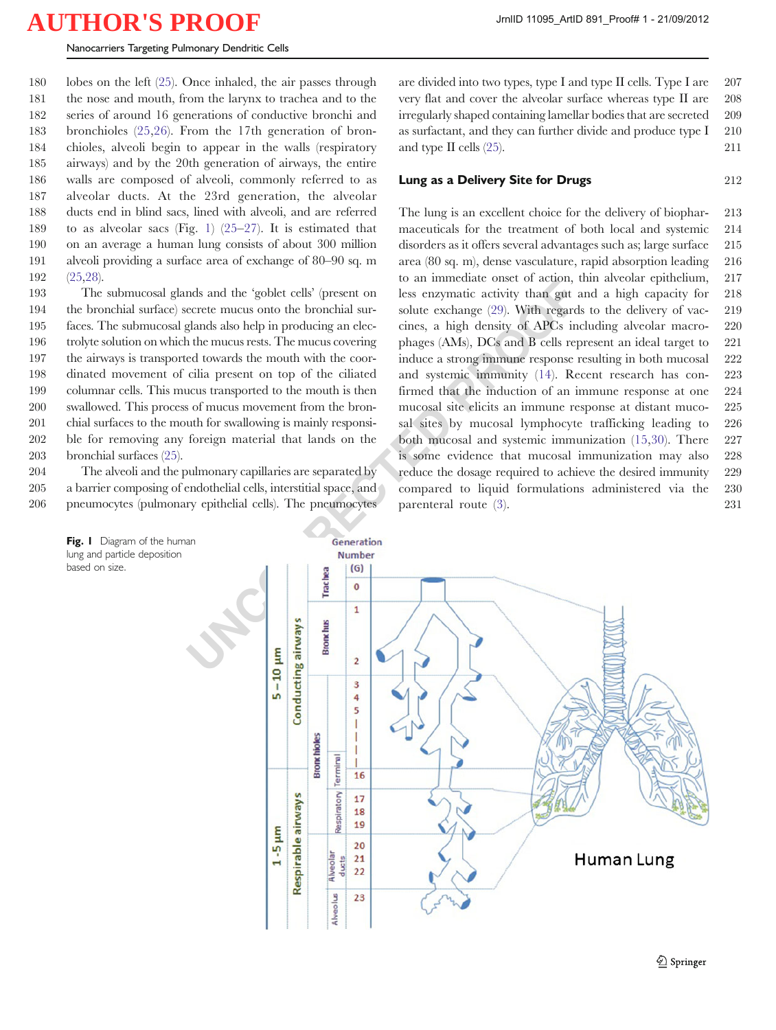lobes on the left (25). Once inhaled, the air passes through the nose and mouth, from the larynx to trachea and to the series of around 16 generations of conductive bronchi and bronchioles (25,26). From the 17th generation of bronchioles, alveoli begin to appear in the walls (respiratory airways) and by the 20th generation of airways, the entire walls are composed of alveoli, commonly referred to as alveolar ducts. At the 23rd generation, the alveolar ducts end in blind sacs, lined with alveoli, and are referred to as alveolar sacs (Fig. 1) (25–27). It is estimated that on an average a human lung consists of about 300 million alveoli providing a surface area of exchange of 80–90 sq. m (25,28).

The submucosal glands and the 'goblet cells' (present on the bronchial surface) secrete mucus onto the bronchial surfaces. The submucosal glands also help in producing an electrolyte solution on which the mucus rests. The mucus covering the airways is transported towards the mouth with the coordinated movement of cilia present on top of the ciliated columnar cells. This mucus transported to the mouth is then swallowed. This process of mucus movement from the bronchial surfaces to the mouth for swallowing is mainly responsible for removing any foreign material that lands on the bronchial surfaces (25).

The alveoli and the pulmonary capillaries are separated by a barrier composing of endothelial cells, interstitial space, and pneumocytes (pulmonary epithelial cells). The pneumocytes are divided into two types, type I and type II cells. Type I are very flat and cover the alveolar surface whereas type II are irregularly shaped containing lamellar bodies that are secreted as surfactant, and they can further divide and produce type I and type II cells (25).

## Lung as a Delivery Site for Drugs

The lung is an excellent choice for the delivery of biopharmaceuticals for the treatment of both local and systemic disorders as it offers several advantages such as; large surface area (80 sq. m), dense vasculature, rapid absorption leading to an immediate onset of action, thin alveolar epithelium, less enzymatic activity than gut and a high capacity for solute exchange (29). With regards to the delivery of vaccines, a high density of APCs including alveolar macrophages (AMs), DCs and B cells represent an ideal target to induce a strong immune response resulting in both mucosal and systemic immunity (14). Recent research has confirmed that the induction of an immune response at one mucosal site elicits an immune response at distant mucosal sites by mucosal lymphocyte trafficking leading to both mucosal and systemic immunization (15,30). There is some evidence that mucosal immunization may also reduce the dosage required to achieve the desired immunity compared to liquid formulations administered via the parenteral route (3).

**Fig. 1** Diagram of the human lung and particle deposition based on size.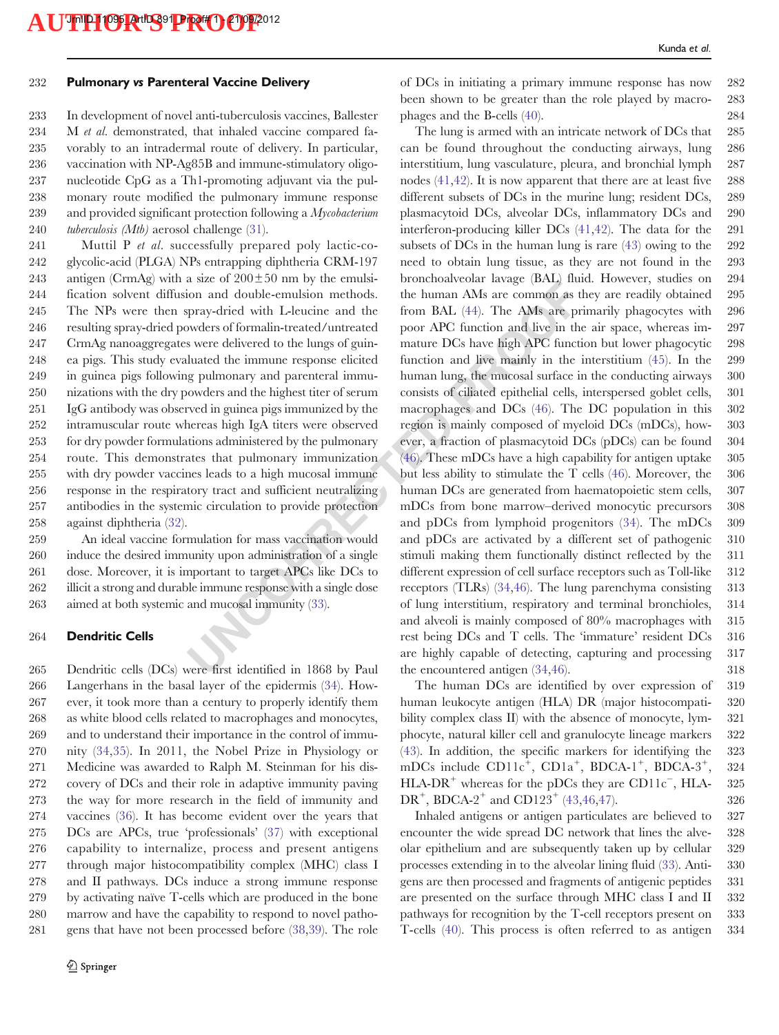## Pulmonary *vs* Parenteral Vaccine Delivery

In development of novel anti-tuberculosis vaccines, Ballester M *et al.* demonstrated, that inhaled vaccine compared favorably to an intradermal route of delivery. In particular, vaccination with NP-Ag85B and immune-stimulatory oligonucleotide CpG as a Th1-promoting adjuvant via the pulmonary route modified the pulmonary immune response and provided significant protection following a *Mycobacterium tuberculosis (Mtb)* aerosol challenge (31).

Muttil P *et al.* successfully prepared poly lactic-co-glycolic-acid (PLGA) NPs entrapping diphtheria CRM-197 antigen (CrmAg) with a size of 200±50 nm by the emulsification solvent diffusion and double-emulsion methods. The NPs were then spray-dried with L-leucine and the resulting spray-dried powders of formalin-treated/untreated CrmAg nanoaggregates were delivered to the lungs of guinea pigs. This study evaluated the immune response elicited in guinea pigs following pulmonary and parenteral immunizations with the dry powders and the highest titer of serum IgG antibody was observed in guinea pigs immunized by the intramuscular route whereas high IgA titers were observed for dry powder formulations administered by the pulmonary route. This demonstrates that pulmonary immunization with dry powder vaccines leads to a high mucosal immune response in the respiratory tract and sufficient neutralizing antibodies in the systemic circulation to provide protection against diphtheria (32).

An ideal vaccine formulation for mass vaccination would induce the desired immunity upon administration of a single dose. Moreover, it is important to target APCs like DCs to illicit a strong and durable immune response with a single dose aimed at both systemic and mucosal immunity (33).

## Dendritic Cells

Dendritic cells (DCs) were first identified in 1868 by Paul Langerhans in the basal layer of the epidermis (34). However, it took more than a century to properly identify them as white blood cells related to macrophages and monocytes, and to understand their importance in the control of immunity (34,35). In 2011, the Nobel Prize in Physiology or Medicine was awarded to Ralph M. Steinman for his discovery of DCs and their role in adaptive immunity paving the way for more research in the field of immunity and vaccines (36). It has become evident over the years that DCs are APCs, true 'professionals' (37) with exceptional capability to internalize, process and present antigens through major histocompatibility complex (MHC) class I and II pathways. DCs induce a strong immune response by activating naïve T-cells which are produced in the bone marrow and have the capability to respond to novel pathogens that have not been processed before (38,39). The role of DCs in initiating a primary immune response has now been shown to be greater than the role played by macrophages and the B-cells (40).

The lung is armed with an intricate network of DCs that can be found throughout the conducting airways, lung interstitium, lung vasculature, pleura, and bronchial lymph nodes (41,42). It is now apparent that there are at least five different subsets of DCs in the murine lung; resident DCs, plasmacytoid DCs, alveolar DCs, inflammatory DCs and interferon-producing killer DCs (41,42). The data for the subsets of DCs in the human lung is rare (43) owing to the need to obtain lung tissue, as they are not found in the bronchoalveolar lavage (BAL) fluid. However, studies on the human AMs are common as they are readily obtained from BAL (44). The AMs are primarily phagocytes with poor APC function and live in the air space, whereas immature DCs have high APC function but lower phagocytic function and live mainly in the interstitium (45). In the human lung, the mucosal surface in the conducting airways consists of ciliated epithelial cells, interspersed goblet cells, macrophages and DCs (46). The DC population in this region is mainly composed of myeloid DCs (mDCs), however, a fraction of plasmacytoid DCs (pDCs) can be found (46). These mDCs have a high capability for antigen uptake but less ability to stimulate the T cells (46). Moreover, the human DCs are generated from haematopoietic stem cells, mDCs from bone marrow–derived monocytic precursors and pDCs from lymphoid progenitors (34). The mDCs and pDCs are activated by a different set of pathogenic stimuli making them functionally distinct reflected by the different expression of cell surface receptors such as Toll-like receptors (TLRs) (34,46). The lung parenchyma consisting of lung interstitium, respiratory and terminal bronchioles, and alveoli is mainly composed of 80% macrophages with rest being DCs and T cells. The 'immature' resident DCs are highly capable of detecting, capturing and processing the encountered antigen (34,46).

The human DCs are identified by over expression of human leukocyte antigen (HLA) DR (major histocompatibility complex class II) with the absence of monocyte, lymphocyte, natural killer cell and granulocyte lineage markers (43). In addition, the specific markers for identifying the mDCs include $CD11c^{+}$, $CD1a^{+}$, BDCA-$1^{+}$, BDCA-$3^{+}$, HLA-$DR^{+}$ whereas for the pDCs they are $CD11c^{-}$, HLA-$DR^{+}$, BDCA-$2^{+}$ and $CD123^{+}$ (43,46,47).

Inhaled antigens or antigen particulates are believed to encounter the wide spread DC network that lines the alveolar epithelium and are subsequently taken up by cellular processes extending in to the alveolar lining fluid (33). Antigens are then processed and fragments of antigenic peptides are presented on the surface through MHC class I and II pathways for recognition by the T-cell receptors present on T-cells (40). This process is often referred to as antigen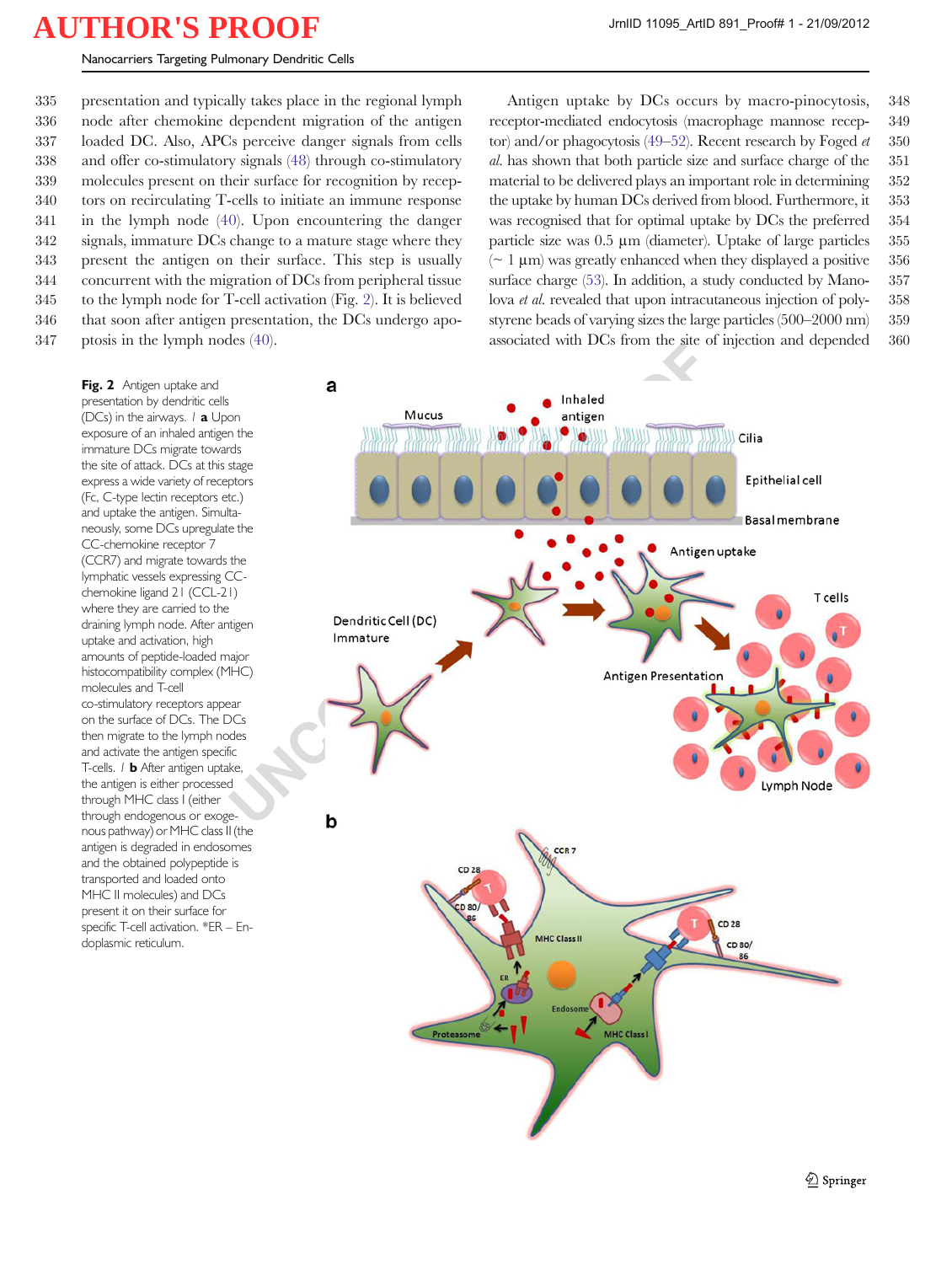presentation and typically takes place in the regional lymph node after chemokine dependent migration of the antigen loaded DC. Also, APCs perceive danger signals from cells and offer co-stimulatory signals (48) through co-stimulatory molecules present on their surface for recognition by receptors on recirculating T-cells to initiate an immune response in the lymph node (40). Upon encountering the danger signals, immature DCs change to a mature stage where they present the antigen on their surface. This step is usually concurrent with the migration of DCs from peripheral tissue to the lymph node for T-cell activation (Fig. 2). It is believed that soon after antigen presentation, the DCs undergo apoptosis in the lymph nodes (40).

Antigen uptake by DCs occurs by macro-pinocytosis, receptor-mediated endocytosis (macrophage mannose receptor) and/or phagocytosis (49–52). Recent research by Foged *et al.* has shown that both particle size and surface charge of the material to be delivered plays an important role in determining the uptake by human DCs derived from blood. Furthermore, it was recognised that for optimal uptake by DCs the preferred particle size was 0.5 μm (diameter). Uptake of large particles (~ 1 μm) was greatly enhanced when they displayed a positive surface charge (53). In addition, a study conducted by Manolova *et al.* revealed that upon intracutaneous injection of polystyrene beads of varying sizes the large particles (500–2000 nm) associated with DCs from the site of injection and depended

**Fig. 2** Antigen uptake and presentation by dendritic cells (DCs) in the airways. / **a** Upon exposure of an inhaled antigen the immature DCs migrate towards the site of attack. DCs at this stage express a wide variety of receptors (Fc, C-type lectin receptors etc.) and uptake the antigen. Simultaneously, some DCs upregulate the CC-chemokine receptor 7 (CCR7) and migrate towards the lymphatic vessels expressing CC-chemokine ligand 21 (CCL-21) where they are carried to the draining lymph node. After antigen uptake and activation, high amounts of peptide-loaded major histocompatibility complex (MHC) molecules and T-cell co-stimulatory receptors appear on the surface of DCs. The DCs then migrate to the lymph nodes and activate the antigen specific T-cells. / **b** After antigen uptake, the antigen is either processed through MHC class I (either through endogenous or exogenous pathway) or MHC class II (the antigen is degraded in endosomes and the obtained polypeptide is transported and loaded onto MHC II molecules) and DCs present it on their surface for specific T-cell activation. *ER – Endoplasmic reticulum.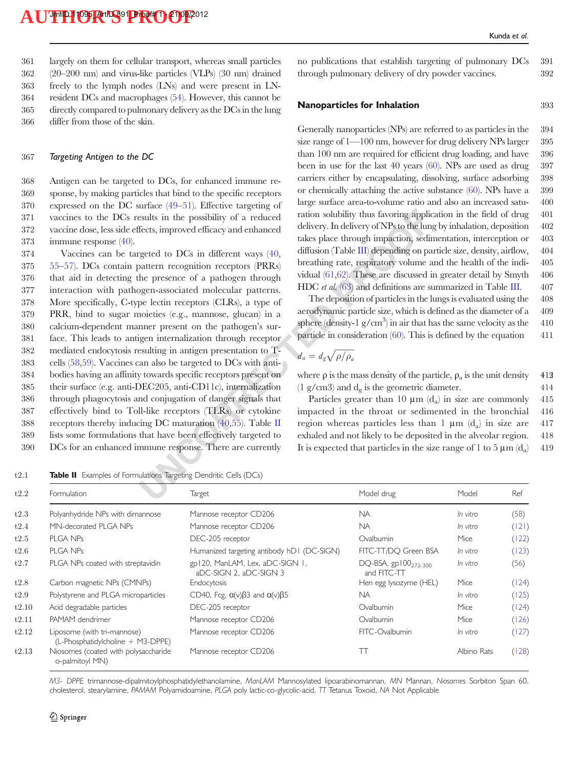largely on them for cellular transport, whereas small particles (20–200 nm) and virus-like particles (VLPs) (30 nm) drained freely to the lymph nodes (LNs) and were present in LN-resident DCs and macrophages (54). However, this cannot be directly compared to pulmonary delivery as the DCs in the lung differ from those of the skin.

### Targeting Antigen to the DC

Antigen can be targeted to DCs, for enhanced immune response, by making particles that bind to the specific receptors expressed on the DC surface (49–51). Effective targeting of vaccines to the DCs results in the possibility of a reduced vaccine dose, less side effects, improved efficacy and enhanced immune response (40).

Vaccines can be targeted to DCs in different ways (40, 55–57). DCs contain pattern recognition receptors (PRRs) that aid in detecting the presence of a pathogen through interaction with pathogen-associated molecular patterns. More specifically, C-type lectin receptors (CLRs), a type of PRR, bind to sugar moieties (e.g., mannose, glucan) in a calcium-dependent manner present on the pathogen's surface. This leads to antigen internalization through receptor mediated endocytosis resulting in antigen presentation to T-cells (58,59). Vaccines can also be targeted to DCs with antibodies having an affinity towards specific receptors present on their surface (e.g. anti-DEC205, anti-CD11c), internalization through phagocytosis and conjugation of danger signals that effectively bind to Toll-like receptors (TLRs) or cytokine receptors thereby inducing DC maturation (40,55). Table II lists some formulations that have been effectively targeted to DCs for an enhanced immune response. There are currently no publications that establish targeting of pulmonary DCs through pulmonary delivery of dry powder vaccines.

## Nanoparticles for Inhalation

Generally nanoparticles (NPs) are referred to as particles in the size range of 1—100 nm, however for drug delivery NPs larger than 100 nm are required for efficient drug loading, and have been in use for the last 40 years (60). NPs are used as drug carriers either by encapsulating, dissolving, surface adsorbing or chemically attaching the active substance (60). NPs have a large surface area-to-volume ratio and also an increased saturation solubility thus favoring application in the field of drug delivery. In delivery of NPs to the lung by inhalation, deposition takes place through impaction, sedimentation, interception or diffusion (Table III) depending on particle size, density, airflow, breathing rate, respiratory volume and the health of the individual (61,62). These are discussed in greater detail by Smyth HDC *et al.* (63) and definitions are summarized in Table III.

The deposition of particles in the lungs is evaluated using the aerodynamic particle size, which is defined as the diameter of a sphere (density-1 g/cm$^3$) in air that has the same velocity as the particle in consideration (60). This is defined by the equation

$$d_a = d_g\sqrt{\rho/\rho_a}$$

where ρ is the mass density of the particle, $\rho_a$ is the unit density (1 g/cm3) and $d_g$ is the geometric diameter.

Particles greater than 10 μm ($d_a$) in size are commonly impacted in the throat or sedimented in the bronchial region whereas particles less than 1 μm ($d_a$) in size are exhaled and not likely to be deposited in the alveolar region. It is expected that particles in the size range of 1 to 5 μm ($d_a$)

**Table II** Examples of Formulations Targeting Dendritic Cells (DCs)

| Formulation | Target | Model drug | Model | Ref |
|---|---|---|---|---|
| Polyanhydride NPs with dimannose | Mannose receptor CD206 | NA | *In vitro* | (58) |
| MN-decorated PLGA NPs | Mannose receptor CD206 | NA | *In vitro* | (121) |
| PLGA NPs | DEC-205 receptor | Ovalbumin | Mice | (122) |
| PLGA NPs | Humanized targeting antibody hD1 (DC-SIGN) | FITC-TT/DQ Green BSA | *In vitro* | (123) |
| PLGA NPs coated with streptavidin | gp120, ManLAM, Lex, aDC-SIGN 1, aDC-SIGN 2, aDC-SIGN 3 | DQ-BSA, gp100$_{272-300}$ and FITC-TT | *In vitro* | (56) |
| Carbon magnetic NPs (CMNPs) | Endocytosis | Hen egg lysozyme (HEL) | Mice | (124) |
| Polystyrene and PLGA microparticles | CD40, Fcg, α(v)β3 and α(v)β5 | NA | *In vitro* | (125) |
| Acid degradable particles | DEC-205 receptor | Ovalbumin | Mice | (124) |
| PAMAM dendrimer | Mannose receptor CD206 | Ovalbumin | Mice | (126) |
| Liposome (with tri-mannose) (L-Phosphatidylcholine + M3-DPPE) | Mannose receptor CD206 | FITC-Ovalbumin | *In vitro* | (127) |
| Niosomes (coated with polysaccharide o-palmitoyl MN) | Mannose receptor CD206 | TT | Albino Rats | (128) |

*M3- DPPE* trimannose-dipalmitoylphosphatidylethanolamine, *ManLAM* Mannosylated lipoarabinomannan, *MN* Mannan, *Niosomes* Sorbiton Span 60, cholesterol, stearylamine, *PAMAM* Polyamidoamine, *PLGA* poly lactic-co-glycolic-acid, *TT* Tetanus Toxoid, *NA* Not Applicable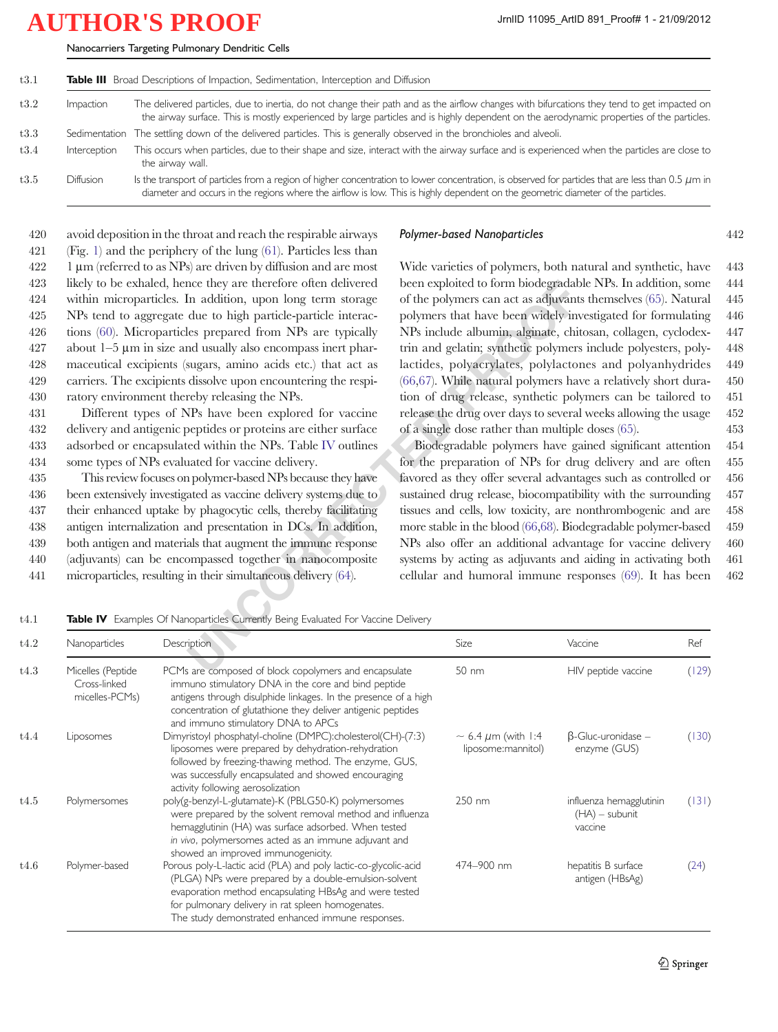**Table III** Broad Descriptions of Impaction, Sedimentation, Interception and Diffusion

| | |
|---|---|
| Impaction | The delivered particles, due to inertia, do not change their path and as the airflow changes with bifurcations they tend to get impacted on the airway surface. This is mostly experienced by large particles and is highly dependent on the aerodynamic properties of the particles. |
| Sedimentation | The settling down of the delivered particles. This is generally observed in the bronchioles and alveoli. |
| Interception | This occurs when particles, due to their shape and size, interact with the airway surface and is experienced when the particles are close to the airway wall. |
| Diffusion | Is the transport of particles from a region of higher concentration to lower concentration, is observed for particles that are less than 0.5 $\mu$m in diameter and occurs in the regions where the airflow is low. This is highly dependent on the geometric diameter of the particles. |

avoid deposition in the throat and reach the respirable airways (Fig. 1) and the periphery of the lung (61). Particles less than 1 μm (referred to as NPs) are driven by diffusion and are most likely to be exhaled, hence they are therefore often delivered within microparticles. In addition, upon long term storage NPs tend to aggregate due to high particle-particle interactions (60). Microparticles prepared from NPs are typically about 1–5 μm in size and usually also encompass inert pharmaceutical excipients (sugars, amino acids etc.) that act as carriers. The excipients dissolve upon encountering the respiratory environment thereby releasing the NPs.

Different types of NPs have been explored for vaccine delivery and antigenic peptides or proteins are either surface adsorbed or encapsulated within the NPs. Table IV outlines some types of NPs evaluated for vaccine delivery.

This review focuses on polymer-based NPs because they have been extensively investigated as vaccine delivery systems due to their enhanced uptake by phagocytic cells, thereby facilitating antigen internalization and presentation in DCs. In addition, both antigen and materials that augment the immune response (adjuvants) can be encompassed together in nanocomposite microparticles, resulting in their simultaneous delivery (64).

### *Polymer-based Nanoparticles*

Wide varieties of polymers, both natural and synthetic, have been exploited to form biodegradable NPs. In addition, some of the polymers can act as adjuvants themselves (65). Natural polymers that have been widely investigated for formulating NPs include albumin, alginate, chitosan, collagen, cyclodextrin and gelatin; synthetic polymers include polyesters, polylactides, polyacrylates, polylactones and polyanhydrides (66,67). While natural polymers have a relatively short duration of drug release, synthetic polymers can be tailored to release the drug over days to several weeks allowing the usage of a single dose rather than multiple doses (65).

Biodegradable polymers have gained significant attention for the preparation of NPs for drug delivery and are often favored as they offer several advantages such as controlled or sustained drug release, biocompatibility with the surrounding tissues and cells, low toxicity, are nonthrombogenic and are more stable in the blood (66,68). Biodegradable polymer-based NPs also offer an additional advantage for vaccine delivery systems by acting as adjuvants and aiding in activating both cellular and humoral immune responses (69). It has been

**Table IV** Examples Of Nanoparticles Currently Being Evaluated For Vaccine Delivery

| Nanoparticles | Description | Size | Vaccine | Ref |
|---|---|---|---|---|
| Micelles (Peptide Cross-linked micelles-PCMs) | PCMs are composed of block copolymers and encapsulate immuno stimulatory DNA in the core and bind peptide antigens through disulphide linkages. In the presence of a high concentration of glutathione they deliver antigenic peptides and immuno stimulatory DNA to APCs | 50 nm | HIV peptide vaccine | (129) |
| Liposomes | Dimyristoyl phosphatyl-choline (DMPC):cholesterol(CH)-(7:3) liposomes were prepared by dehydration-rehydration followed by freezing-thawing method. The enzyme, GUS, was successfully encapsulated and showed encouraging activity following aerosolization | ~ 6.4 $\mu$m (with 1:4 liposome:mannitol) | β-Gluc-uronidase – enzyme (GUS) | (130) |
| Polymersomes | poly(g-benzyl-L-glutamate)-K (PBLG50-K) polymersomes were prepared by the solvent removal method and influenza hemagglutinin (HA) was surface adsorbed. When tested *in vivo*, polymersomes acted as an immune adjuvant and showed an improved immunogenicity. | 250 nm | influenza hemagglutinin (HA) – subunit vaccine | (131) |
| Polymer-based | Porous poly-L-lactic acid (PLA) and poly lactic-co-glycolic-acid (PLGA) NPs were prepared by a double-emulsion-solvent evaporation method encapsulating HBsAg and were tested for pulmonary delivery in rat spleen homogenates. The study demonstrated enhanced immune responses. | 474–900 nm | hepatitis B surface antigen (HBsAg) | (24) |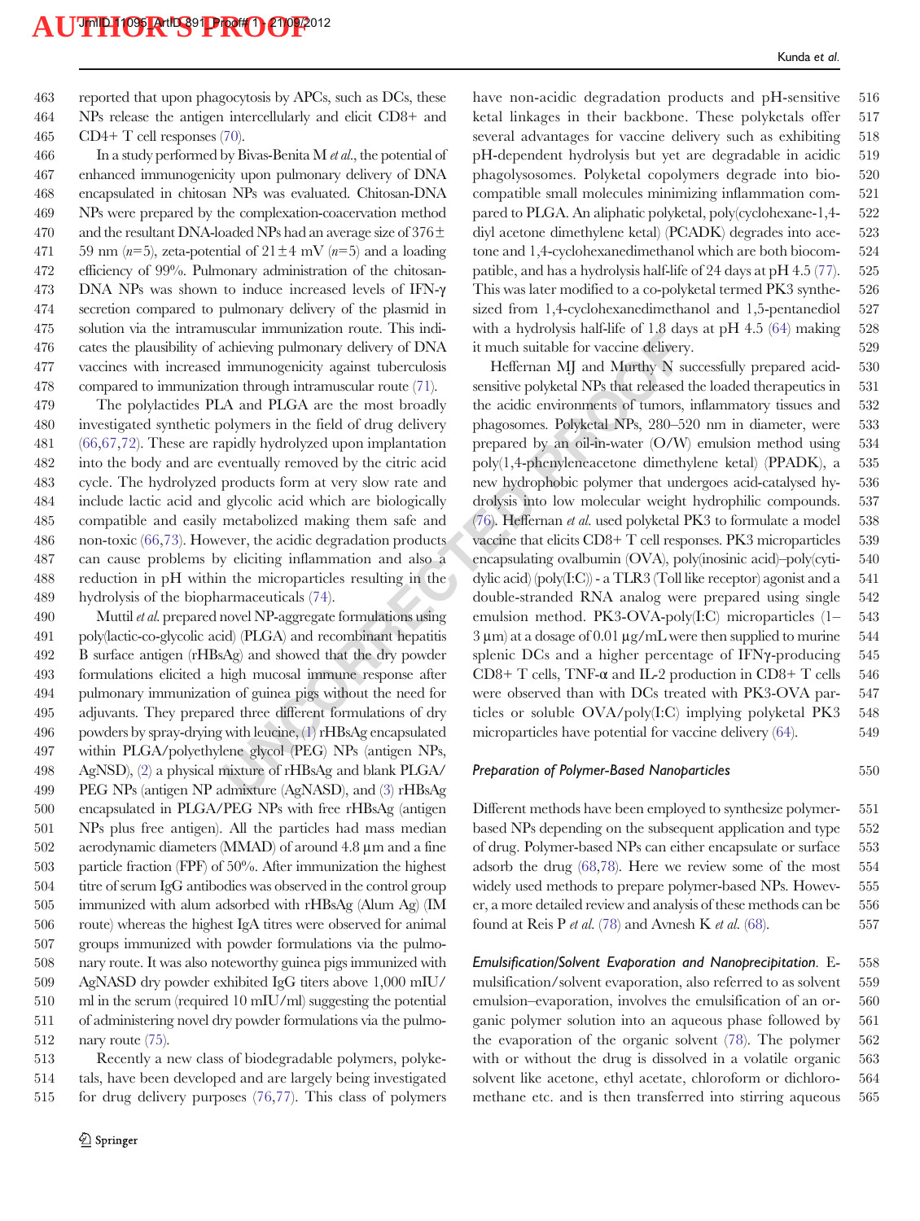reported that upon phagocytosis by APCs, such as DCs, these NPs release the antigen intercellularly and elicit CD8+ and CD4+ T cell responses (70).

In a study performed by Bivas-Benita M *et al.*, the potential of enhanced immunogenicity upon pulmonary delivery of DNA encapsulated in chitosan NPs was evaluated. Chitosan-DNA NPs were prepared by the complexation-coacervation method and the resultant DNA-loaded NPs had an average size of 376± 59 nm (*n*=5), zeta-potential of 21±4 mV (*n*=5) and a loading efficiency of 99%. Pulmonary administration of the chitosan-DNA NPs was shown to induce increased levels of IFN-γ secretion compared to pulmonary delivery of the plasmid in solution via the intramuscular immunization route. This indicates the plausibility of achieving pulmonary delivery of DNA vaccines with increased immunogenicity against tuberculosis compared to immunization through intramuscular route (71).

The polylactides PLA and PLGA are the most broadly investigated synthetic polymers in the field of drug delivery (66,67,72). These are rapidly hydrolyzed upon implantation into the body and are eventually removed by the citric acid cycle. The hydrolyzed products form at very slow rate and include lactic acid and glycolic acid which are biologically compatible and easily metabolized making them safe and non-toxic (66,73). However, the acidic degradation products can cause problems by eliciting inflammation and also a reduction in pH within the microparticles resulting in the hydrolysis of the biopharmaceuticals (74).

Muttil *et al.* prepared novel NP-aggregate formulations using poly(lactic-co-glycolic acid) (PLGA) and recombinant hepatitis B surface antigen (rHBsAg) and showed that the dry powder formulations elicited a high mucosal immune response after pulmonary immunization of guinea pigs without the need for adjuvants. They prepared three different formulations of dry powders by spray-drying with leucine, (1) rHBsAg encapsulated within PLGA/polyethylene glycol (PEG) NPs (antigen NPs, AgNSD), (2) a physical mixture of rHBsAg and blank PLGA/PEG NPs (antigen NP admixture (AgNASD), and (3) rHBsAg encapsulated in PLGA/PEG NPs with free rHBsAg (antigen NPs plus free antigen). All the particles had mass median aerodynamic diameters (MMAD) of around 4.8 μm and a fine particle fraction (FPF) of 50%. After immunization the highest titre of serum IgG antibodies was observed in the control group immunized with alum adsorbed with rHBsAg (Alum Ag) (IM route) whereas the highest IgA titres were observed for animal groups immunized with powder formulations via the pulmonary route. It was also noteworthy guinea pigs immunized with AgNASD dry powder exhibited IgG titers above 1,000 mIU/ml in the serum (required 10 mIU/ml) suggesting the potential of administering novel dry powder formulations via the pulmonary route (75).

Recently a new class of biodegradable polymers, polyketals, have been developed and are largely being investigated for drug delivery purposes (76,77). This class of polymers have non-acidic degradation products and pH-sensitive ketal linkages in their backbone. These polyketals offer several advantages for vaccine delivery such as exhibiting pH-dependent hydrolysis but yet are degradable in acidic phagolysosomes. Polyketal copolymers degrade into biocompatible small molecules minimizing inflammation compared to PLGA. An aliphatic polyketal, poly(cyclohexane-1,4-diyl acetone dimethylene ketal) (PCADK) degrades into acetone and 1,4-cyclohexanedimethanol which are both biocompatible, and has a hydrolysis half-life of 24 days at pH 4.5 (77). This was later modified to a co-polyketal termed PK3 synthesized from 1,4-cyclohexanedimethanol and 1,5-pentanediol with a hydrolysis half-life of 1.8 days at pH 4.5 (64) making it much suitable for vaccine delivery.

Heffernan MJ and Murthy N successfully prepared acid-sensitive polyketal NPs that released the loaded therapeutics in the acidic environments of tumors, inflammatory tissues and phagosomes. Polyketal NPs, 280–520 nm in diameter, were prepared by an oil-in-water (O/W) emulsion method using poly(1,4-phenyleneacetone dimethylene ketal) (PPADK), a new hydrophobic polymer that undergoes acid-catalysed hydrolysis into low molecular weight hydrophilic compounds. (76). Heffernan *et al.* used polyketal PK3 to formulate a model vaccine that elicits CD8+ T cell responses. PK3 microparticles encapsulating ovalbumin (OVA), poly(inosinic acid)–poly(cytidylic acid) (poly(I:C)) - a TLR3 (Toll like receptor) agonist and a double-stranded RNA analog were prepared using single emulsion method. PK3-OVA-poly(I:C) microparticles (1–3 μm) at a dosage of 0.01 μg/mL were then supplied to murine splenic DCs and a higher percentage of IFNγ-producing CD8+ T cells, TNF-α and IL-2 production in CD8+ T cells were observed than with DCs treated with PK3-OVA particles or soluble OVA/poly(I:C) implying polyketal PK3 microparticles have potential for vaccine delivery (64).

### *Preparation of Polymer-Based Nanoparticles*

Different methods have been employed to synthesize polymer-based NPs depending on the subsequent application and type of drug. Polymer-based NPs can either encapsulate or surface adsorb the drug (68,78). Here we review some of the most widely used methods to prepare polymer-based NPs. However, a more detailed review and analysis of these methods can be found at Reis P *et al.* (78) and Avnesh K *et al.* (68).

*Emulsification/Solvent Evaporation and Nanoprecipitation.* Emulsification/solvent evaporation, also referred to as solvent emulsion–evaporation, involves the emulsification of an organic polymer solution into an aqueous phase followed by the evaporation of the organic solvent (78). The polymer with or without the drug is dissolved in a volatile organic solvent like acetone, ethyl acetate, chloroform or dichloromethane etc. and is then transferred into stirring aqueous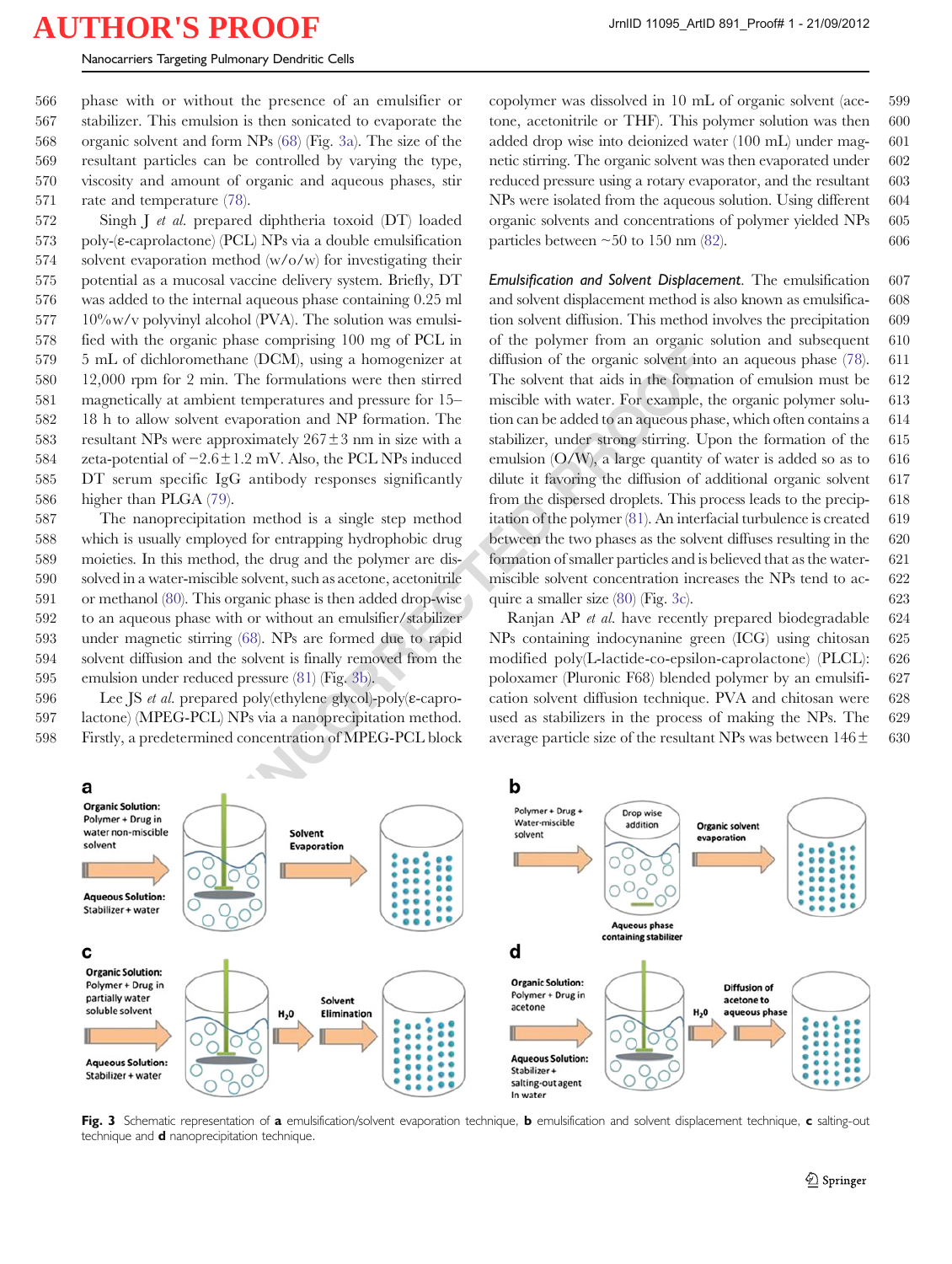phase with or without the presence of an emulsifier or stabilizer. This emulsion is then sonicated to evaporate the organic solvent and form NPs (68) (Fig. 3a). The size of the resultant particles can be controlled by varying the type, viscosity and amount of organic and aqueous phases, stir rate and temperature (78).

Singh J *et al.* prepared diphtheria toxoid (DT) loaded poly-(ε-caprolactone) (PCL) NPs via a double emulsification solvent evaporation method (w/o/w) for investigating their potential as a mucosal vaccine delivery system. Briefly, DT was added to the internal aqueous phase containing 0.25 ml 10%w/v polyvinyl alcohol (PVA). The solution was emulsified with the organic phase comprising 100 mg of PCL in 5 mL of dichloromethane (DCM), using a homogenizer at 12,000 rpm for 2 min. The formulations were then stirred magnetically at ambient temperatures and pressure for 15–18 h to allow solvent evaporation and NP formation. The resultant NPs were approximately 267±3 nm in size with a zeta-potential of −2.6±1.2 mV. Also, the PCL NPs induced DT serum specific IgG antibody responses significantly higher than PLGA (79).

The nanoprecipitation method is a single step method which is usually employed for entrapping hydrophobic drug moieties. In this method, the drug and the polymer are dissolved in a water-miscible solvent, such as acetone, acetonitrile or methanol (80). This organic phase is then added drop-wise to an aqueous phase with or without an emulsifier/stabilizer under magnetic stirring (68). NPs are formed due to rapid solvent diffusion and the solvent is finally removed from the emulsion under reduced pressure (81) (Fig. 3b).

Lee JS *et al.* prepared poly(ethylene glycol)-poly(ε-caprolactone) (MPEG-PCL) NPs via a nanoprecipitation method. Firstly, a predetermined concentration of MPEG-PCL block copolymer was dissolved in 10 mL of organic solvent (acetone, acetonitrile or THF). This polymer solution was then added drop wise into deionized water (100 mL) under magnetic stirring. The organic solvent was then evaporated under reduced pressure using a rotary evaporator, and the resultant NPs were isolated from the aqueous solution. Using different organic solvents and concentrations of polymer yielded NPs particles between ~50 to 150 nm (82).

*Emulsification and Solvent Displacement.* The emulsification and solvent displacement method is also known as emulsification solvent diffusion. This method involves the precipitation of the polymer from an organic solution and subsequent diffusion of the organic solvent into an aqueous phase (78). The solvent that aids in the formation of emulsion must be miscible with water. For example, the organic polymer solution can be added to an aqueous phase, which often contains a stabilizer, under strong stirring. Upon the formation of the emulsion (O/W), a large quantity of water is added so as to dilute it favoring the diffusion of additional organic solvent from the dispersed droplets. This process leads to the precipitation of the polymer (81). An interfacial turbulence is created between the two phases as the solvent diffuses resulting in the formation of smaller particles and is believed that as the water-miscible solvent concentration increases the NPs tend to acquire a smaller size (80) (Fig. 3c).

Ranjan AP *et al.* have recently prepared biodegradable NPs containing indocynanine green (ICG) using chitosan modified poly(L-lactide-co-epsilon-caprolactone) (PLCL): poloxamer (Pluronic F68) blended polymer by an emulsification solvent diffusion technique. PVA and chitosan were used as stabilizers in the process of making the NPs. The average particle size of the resultant NPs was between 146±

**Fig. 3** Schematic representation of **a** emulsification/solvent evaporation technique, **b** emulsification and solvent displacement technique, **c** salting-out technique and **d** nanoprecipitation technique.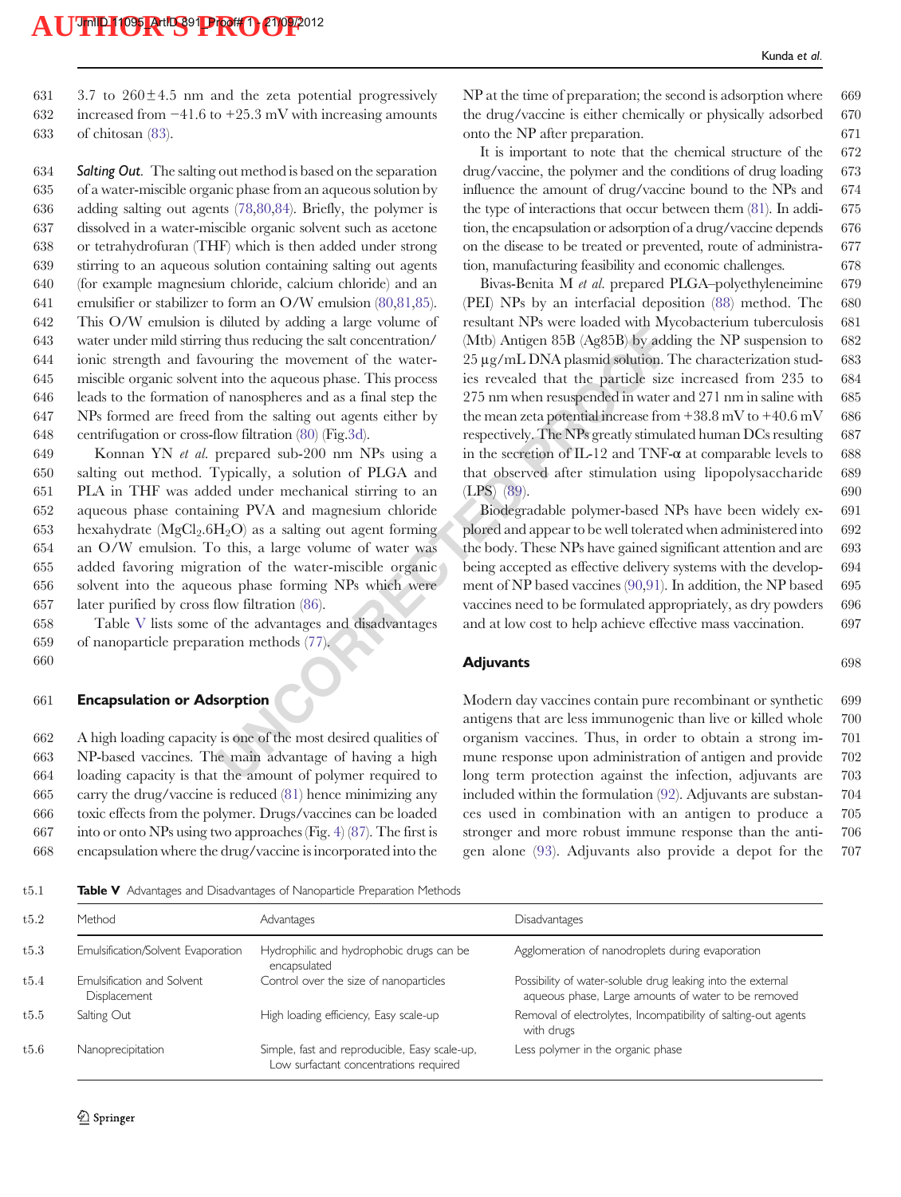3.7 to 260±4.5 nm and the zeta potential progressively increased from −41.6 to +25.3 mV with increasing amounts of chitosan (83).

*Salting Out*. The salting out method is based on the separation of a water-miscible organic phase from an aqueous solution by adding salting out agents (78,80,84). Briefly, the polymer is dissolved in a water-miscible organic solvent such as acetone or tetrahydrofuran (THF) which is then added under strong stirring to an aqueous solution containing salting out agents (for example magnesium chloride, calcium chloride) and an emulsifier or stabilizer to form an O/W emulsion (80,81,85). This O/W emulsion is diluted by adding a large volume of water under mild stirring thus reducing the salt concentration/ionic strength and favouring the movement of the water-miscible organic solvent into the aqueous phase. This process leads to the formation of nanospheres and as a final step the NPs formed are freed from the salting out agents either by centrifugation or cross-flow filtration (80) (Fig.3d).

Konnan YN *et al.* prepared sub-200 nm NPs using a salting out method. Typically, a solution of PLGA and PLA in THF was added under mechanical stirring to an aqueous phase containing PVA and magnesium chloride hexahydrate ($MgCl_2.6H_2O$) as a salting out agent forming an O/W emulsion. To this, a large volume of water was added favoring migration of the water-miscible organic solvent into the aqueous phase forming NPs which were later purified by cross flow filtration (86).

Table V lists some of the advantages and disadvantages of nanoparticle preparation methods (77).

## Encapsulation or Adsorption

A high loading capacity is one of the most desired qualities of NP-based vaccines. The main advantage of having a high loading capacity is that the amount of polymer required to carry the drug/vaccine is reduced (81) hence minimizing any toxic effects from the polymer. Drugs/vaccines can be loaded into or onto NPs using two approaches (Fig. 4) (87). The first is encapsulation where the drug/vaccine is incorporated into the NP at the time of preparation; the second is adsorption where the drug/vaccine is either chemically or physically adsorbed onto the NP after preparation.

It is important to note that the chemical structure of the drug/vaccine, the polymer and the conditions of drug loading influence the amount of drug/vaccine bound to the NPs and the type of interactions that occur between them (81). In addition, the encapsulation or adsorption of a drug/vaccine depends on the disease to be treated or prevented, route of administration, manufacturing feasibility and economic challenges.

Bivas-Benita M *et al.* prepared PLGA–polyethyleneimine (PEI) NPs by an interfacial deposition (88) method. The resultant NPs were loaded with Mycobacterium tuberculosis (Mtb) Antigen 85B (Ag85B) by adding the NP suspension to 25 μg/mL DNA plasmid solution. The characterization studies revealed that the particle size increased from 235 to 275 nm when resuspended in water and 271 nm in saline with the mean zeta potential increase from +38.8 mV to +40.6 mV respectively. The NPs greatly stimulated human DCs resulting in the secretion of IL-12 and TNF-α at comparable levels to that observed after stimulation using lipopolysaccharide (LPS) (89).

Biodegradable polymer-based NPs have been widely explored and appear to be well tolerated when administered into the body. These NPs have gained significant attention and are being accepted as effective delivery systems with the development of NP based vaccines (90,91). In addition, the NP based vaccines need to be formulated appropriately, as dry powders and at low cost to help achieve effective mass vaccination.

## Adjuvants

Modern day vaccines contain pure recombinant or synthetic antigens that are less immunogenic than live or killed whole organism vaccines. Thus, in order to obtain a strong immune response upon administration of antigen and provide long term protection against the infection, adjuvants are included within the formulation (92). Adjuvants are substances used in combination with an antigen to produce a stronger and more robust immune response than the antigen alone (93). Adjuvants also provide a depot for the

**Table V** Advantages and Disadvantages of Nanoparticle Preparation Methods

| Method | Advantages | Disadvantages |
|---|---|---|
| Emulsification/Solvent Evaporation | Hydrophilic and hydrophobic drugs can be encapsulated | Agglomeration of nanodroplets during evaporation |
| Emulsification and Solvent Displacement | Control over the size of nanoparticles | Possibility of water-soluble drug leaking into the external aqueous phase, Large amounts of water to be removed |
| Salting Out | High loading efficiency, Easy scale-up | Removal of electrolytes, Incompatibility of salting-out agents with drugs |
| Nanoprecipitation | Simple, fast and reproducible, Easy scale-up, Low surfactant concentrations required | Less polymer in the organic phase |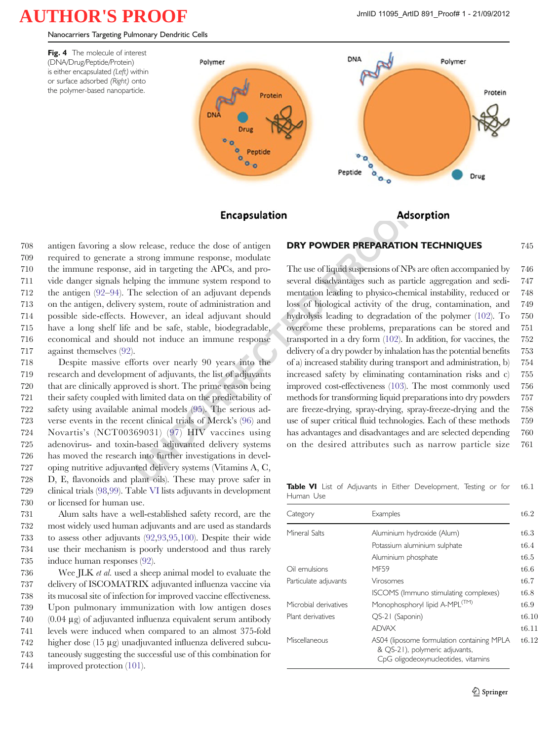**Fig. 4** The molecule of interest (DNA/Drug/Peptide/Protein) is either encapsulated *(Left)* within or surface adsorbed *(Right)* onto the polymer-based nanoparticle.

antigen favoring a slow release, reduce the dose of antigen required to generate a strong immune response, modulate the immune response, aid in targeting the APCs, and provide danger signals helping the immune system respond to the antigen (92–94). The selection of an adjuvant depends on the antigen, delivery system, route of administration and possible side-effects. However, an ideal adjuvant should have a long shelf life and be safe, stable, biodegradable, economical and should not induce an immune response against themselves (92).

Despite massive efforts over nearly 90 years into the research and development of adjuvants, the list of adjuvants that are clinically approved is short. The prime reason being their safety coupled with limited data on the predictability of safety using available animal models (95). The serious adverse events in the recent clinical trials of Merck's (96) and Novartis's (NCT00369031) (97) HIV vaccines using adenovirus- and toxin-based adjuvanted delivery systems has moved the research into further investigations in developing nutritive adjuvanted delivery systems (Vitamins A, C, D, E, flavonoids and plant oils). These may prove safer in clinical trials (98,99). Table VI lists adjuvants in development or licensed for human use.

Alum salts have a well-established safety record, are the most widely used human adjuvants and are used as standards to assess other adjuvants (92,93,95,100). Despite their wide use their mechanism is poorly understood and thus rarely induce human responses (92).

Wee JLK *et al.* used a sheep animal model to evaluate the delivery of ISCOMATRIX adjuvanted influenza vaccine via its mucosal site of infection for improved vaccine effectiveness. Upon pulmonary immunization with low antigen doses (0.04 µg) of adjuvanted influenza equivalent serum antibody levels were induced when compared to an almost 375-fold higher dose (15 µg) unadjuvanted influenza delivered subcutaneously suggesting the successful use of this combination for improved protection (101).

## DRY POWDER PREPARATION TECHNIQUES

The use of liquid suspensions of NPs are often accompanied by several disadvantages such as particle aggregation and sedimentation leading to physico-chemical instability, reduced or loss of biological activity of the drug, contamination, and hydrolysis leading to degradation of the polymer (102). To overcome these problems, preparations can be stored and transported in a dry form (102). In addition, for vaccines, the delivery of a dry powder by inhalation has the potential benefits of a) increased stability during transport and administration, b) increased safety by eliminating contamination risks and c) improved cost-effectiveness (103). The most commonly used methods for transforming liquid preparations into dry powders are freeze-drying, spray-drying, spray-freeze-drying and the use of super critical fluid technologies. Each of these methods has advantages and disadvantages and are selected depending on the desired attributes such as narrow particle size

**Table VI** List of Adjuvants in Either Development, Testing or for Human Use

| Category | Examples |
|---|---|
| Mineral Salts | Aluminium hydroxide (Alum) |
| | Potassium aluminium sulphate |
| | Aluminium phosphate |
| Oil emulsions | MF59 |
| Particulate adjuvants | Virosomes |
| | ISCOMS (Immuno stimulating complexes) |
| Microbial derivatives | Monophosphoryl lipid A-MPL(TM) |
| Plant derivatives | QS-21 (Saponin) |
| | ADVAX |
| Miscellaneous | AS04 (liposome formulation containing MPLA & QS-21), polymeric adjuvants, CpG oligodeoxynucleotides, vitamins |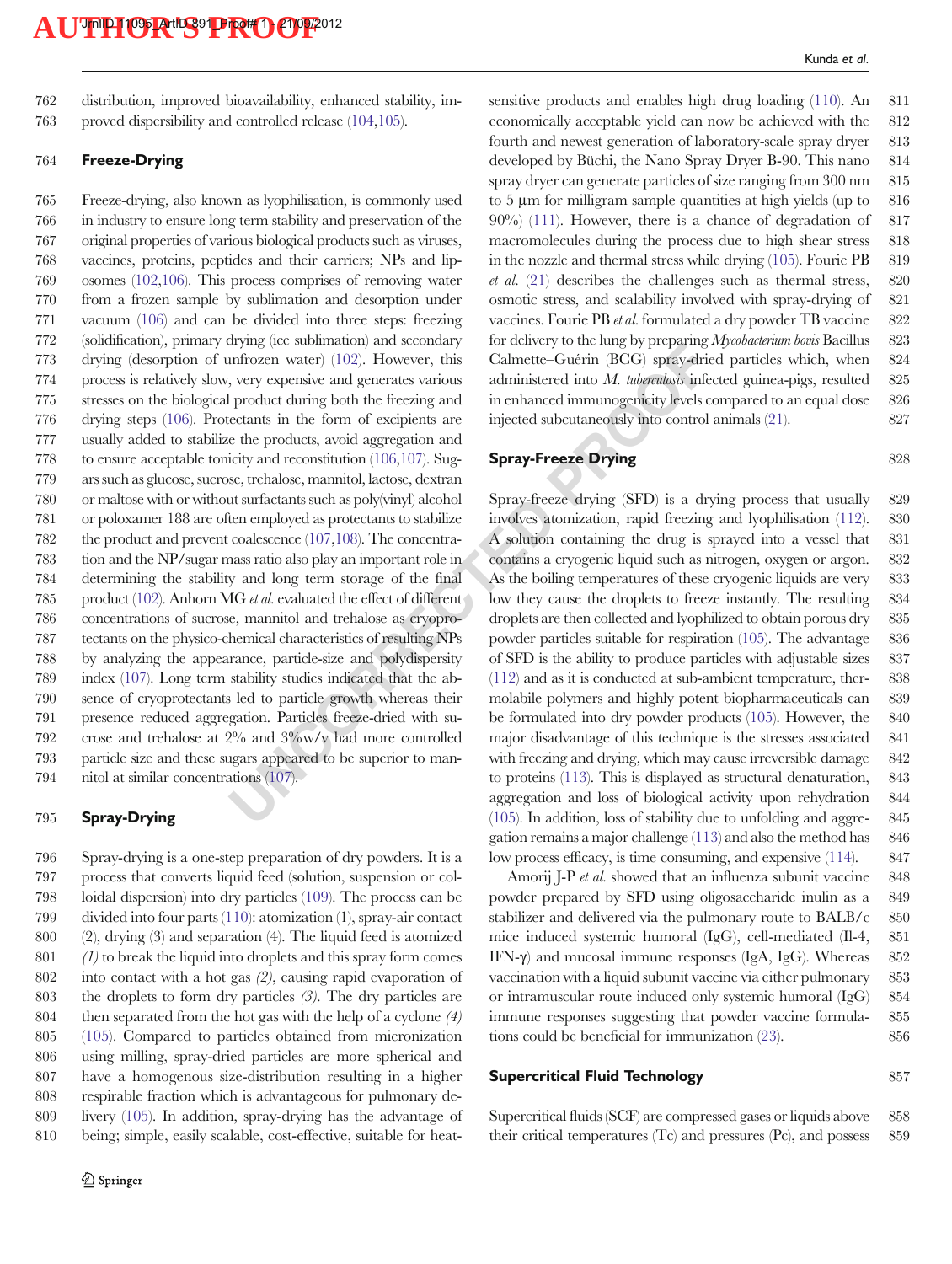distribution, improved bioavailability, enhanced stability, improved dispersibility and controlled release (104,105).

## Freeze-Drying

Freeze-drying, also known as lyophilisation, is commonly used in industry to ensure long term stability and preservation of the original properties of various biological products such as viruses, vaccines, proteins, peptides and their carriers; NPs and liposomes (102,106). This process comprises of removing water from a frozen sample by sublimation and desorption under vacuum (106) and can be divided into three steps: freezing (solidification), primary drying (ice sublimation) and secondary drying (desorption of unfrozen water) (102). However, this process is relatively slow, very expensive and generates various stresses on the biological product during both the freezing and drying steps (106). Protectants in the form of excipients are usually added to stabilize the products, avoid aggregation and to ensure acceptable tonicity and reconstitution (106,107). Sugars such as glucose, sucrose, trehalose, mannitol, lactose, dextran or maltose with or without surfactants such as poly(vinyl) alcohol or poloxamer 188 are often employed as protectants to stabilize the product and prevent coalescence (107,108). The concentration and the NP/sugar mass ratio also play an important role in determining the stability and long term storage of the final product (102). Anhorn MG *et al.* evaluated the effect of different concentrations of sucrose, mannitol and trehalose as cryoprotectants on the physico-chemical characteristics of resulting NPs by analyzing the appearance, particle-size and polydispersity index (107). Long term stability studies indicated that the absence of cryoprotectants led to particle growth whereas their presence reduced aggregation. Particles freeze-dried with sucrose and trehalose at 2% and 3%w/v had more controlled particle size and these sugars appeared to be superior to mannitol at similar concentrations (107).

## Spray-Drying

Spray-drying is a one-step preparation of dry powders. It is a process that converts liquid feed (solution, suspension or colloidal dispersion) into dry particles (109). The process can be divided into four parts (110): atomization (1), spray-air contact (2), drying (3) and separation (4). The liquid feed is atomized *(1)* to break the liquid into droplets and this spray form comes into contact with a hot gas *(2)*, causing rapid evaporation of the droplets to form dry particles *(3)*. The dry particles are then separated from the hot gas with the help of a cyclone *(4)* (105). Compared to particles obtained from micronization using milling, spray-dried particles are more spherical and have a homogenous size-distribution resulting in a higher respirable fraction which is advantageous for pulmonary delivery (105). In addition, spray-drying has the advantage of being; simple, easily scalable, cost-effective, suitable for heat-sensitive products and enables high drug loading (110). An economically acceptable yield can now be achieved with the fourth and newest generation of laboratory-scale spray dryer developed by Büchi, the Nano Spray Dryer B-90. This nano spray dryer can generate particles of size ranging from 300 nm to 5 μm for milligram sample quantities at high yields (up to 90%) (111). However, there is a chance of degradation of macromolecules during the process due to high shear stress in the nozzle and thermal stress while drying (105). Fourie PB *et al.* (21) describes the challenges such as thermal stress, osmotic stress, and scalability involved with spray-drying of vaccines. Fourie PB *et al.* formulated a dry powder TB vaccine for delivery to the lung by preparing *Mycobacterium bovis* Bacillus Calmette–Guérin (BCG) spray-dried particles which, when administered into *M. tuberculosis* infected guinea-pigs, resulted in enhanced immunogenicity levels compared to an equal dose injected subcutaneously into control animals (21).

## Spray-Freeze Drying

Spray-freeze drying (SFD) is a drying process that usually involves atomization, rapid freezing and lyophilisation (112). A solution containing the drug is sprayed into a vessel that contains a cryogenic liquid such as nitrogen, oxygen or argon. As the boiling temperatures of these cryogenic liquids are very low they cause the droplets to freeze instantly. The resulting droplets are then collected and lyophilized to obtain porous dry powder particles suitable for respiration (105). The advantage of SFD is the ability to produce particles with adjustable sizes (112) and as it is conducted at sub-ambient temperature, thermolabile polymers and highly potent biopharmaceuticals can be formulated into dry powder products (105). However, the major disadvantage of this technique is the stresses associated with freezing and drying, which may cause irreversible damage to proteins (113). This is displayed as structural denaturation, aggregation and loss of biological activity upon rehydration (105). In addition, loss of stability due to unfolding and aggregation remains a major challenge (113) and also the method has low process efficacy, is time consuming, and expensive (114).

Amorij J-P *et al.* showed that an influenza subunit vaccine powder prepared by SFD using oligosaccharide inulin as a stabilizer and delivered via the pulmonary route to BALB/c mice induced systemic humoral (IgG), cell-mediated (Il-4, IFN-γ) and mucosal immune responses (IgA, IgG). Whereas vaccination with a liquid subunit vaccine via either pulmonary or intramuscular route induced only systemic humoral (IgG) immune responses suggesting that powder vaccine formulations could be beneficial for immunization (23).

## Supercritical Fluid Technology

Supercritical fluids (SCF) are compressed gases or liquids above their critical temperatures (Tc) and pressures (Pc), and possess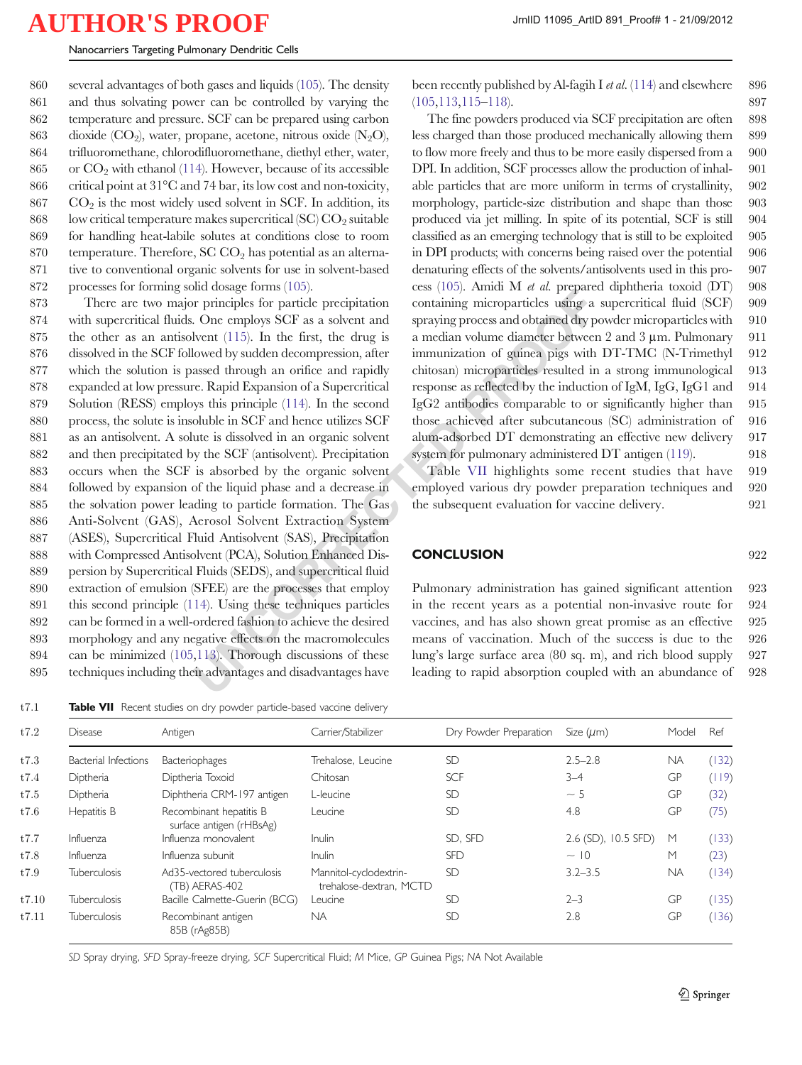several advantages of both gases and liquids (105). The density and thus solvating power can be controlled by varying the temperature and pressure. SCF can be prepared using carbon dioxide ($CO_2$), water, propane, acetone, nitrous oxide ($N_2O$), trifluoromethane, chlorodifluoromethane, diethyl ether, water, or $CO_2$ with ethanol (114). However, because of its accessible critical point at 31°C and 74 bar, its low cost and non-toxicity, $CO_2$ is the most widely used solvent in SCF. In addition, its low critical temperature makes supercritical (SC) $CO_2$ suitable for handling heat-labile solutes at conditions close to room temperature. Therefore, SC $CO_2$ has potential as an alternative to conventional organic solvents for use in solvent-based processes for forming solid dosage forms (105).

There are two major principles for particle precipitation with supercritical fluids. One employs SCF as a solvent and the other as an antisolvent (115). In the first, the drug is dissolved in the SCF followed by sudden decompression, after which the solution is passed through an orifice and rapidly expanded at low pressure. Rapid Expansion of a Supercritical Solution (RESS) employs this principle (114). In the second process, the solute is insoluble in SCF and hence utilizes SCF as an antisolvent. A solute is dissolved in an organic solvent and then precipitated by the SCF (antisolvent). Precipitation occurs when the SCF is absorbed by the organic solvent followed by expansion of the liquid phase and a decrease in the solvation power leading to particle formation. The Gas Anti-Solvent (GAS), Aerosol Solvent Extraction System (ASES), Supercritical Fluid Antisolvent (SAS), Precipitation with Compressed Antisolvent (PCA), Solution Enhanced Dispersion by Supercritical Fluids (SEDS), and supercritical fluid extraction of emulsion (SFEE) are the processes that employ this second principle (114). Using these techniques particles can be formed in a well-ordered fashion to achieve the desired morphology and any negative effects on the macromolecules can be minimized (105,113). Thorough discussions of these techniques including their advantages and disadvantages have been recently published by Al-fagih I *et al.* (114) and elsewhere (105,113,115–118).

The fine powders produced via SCF precipitation are often less charged than those produced mechanically allowing them to flow more freely and thus to be more easily dispersed from a DPI. In addition, SCF processes allow the production of inhalable particles that are more uniform in terms of crystallinity, morphology, particle-size distribution and shape than those produced via jet milling. In spite of its potential, SCF is still classified as an emerging technology that is still to be exploited in DPI products; with concerns being raised over the potential denaturing effects of the solvents/antisolvents used in this process (105). Amidi M *et al.* prepared diphtheria toxoid (DT) containing microparticles using a supercritical fluid (SCF) spraying process and obtained dry powder microparticles with a median volume diameter between 2 and 3 μm. Pulmonary immunization of guinea pigs with DT-TMC (N-Trimethyl chitosan) microparticles resulted in a strong immunological response as reflected by the induction of IgM, IgG, IgG1 and IgG2 antibodies comparable to or significantly higher than those achieved after subcutaneous (SC) administration of alum-adsorbed DT demonstrating an effective new delivery system for pulmonary administered DT antigen (119).

Table VII highlights some recent studies that have employed various dry powder preparation techniques and the subsequent evaluation for vaccine delivery.

## CONCLUSION

Pulmonary administration has gained significant attention in the recent years as a potential non-invasive route for vaccines, and has also shown great promise as an effective means of vaccination. Much of the success is due to the lung's large surface area (80 sq. m), and rich blood supply leading to rapid absorption coupled with an abundance of

**Table VII** Recent studies on dry powder particle-based vaccine delivery

| Disease | Antigen | Carrier/Stabilizer | Dry Powder Preparation | Size (μm) | Model | Ref |
|---|---|---|---|---|---|---|
| Bacterial Infections | Bacteriophages | Trehalose, Leucine | SD | 2.5–2.8 | NA | (132) |
| Diptheria | Diptheria Toxoid | Chitosan | SCF | 3–4 | GP | (119) |
| Diptheria | Diptheria CRM-197 antigen | L-leucine | SD | ~ 5 | GP | (32) |
| Hepatitis B | Recombinant hepatitis B surface antigen (rHBsAg) | Leucine | SD | 4.8 | GP | (75) |
| Influenza | Influenza monovalent | Inulin | SD, SFD | 2.6 (SD), 10.5 SFD) | M | (133) |
| Influenza | Influenza subunit | Inulin | SFD | ~ 10 | M | (23) |
| Tuberculosis | Ad35-vectored tuberculosis (TB) AERAS-402 | Mannitol-cyclodextrin-trehalose-dextran, MCTD | SD | 3.2–3.5 | NA | (134) |
| Tuberculosis | Bacille Calmette-Guerin (BCG) | Leucine | SD | 2–3 | GP | (135) |
| Tuberculosis | Recombinant antigen 85B (rAg85B) | NA | SD | 2.8 | GP | (136) |

*SD* Spray drying, *SFD* Spray-freeze drying, *SCF* Supercritical Fluid; *M* Mice, *GP* Guinea Pigs; *NA* Not Available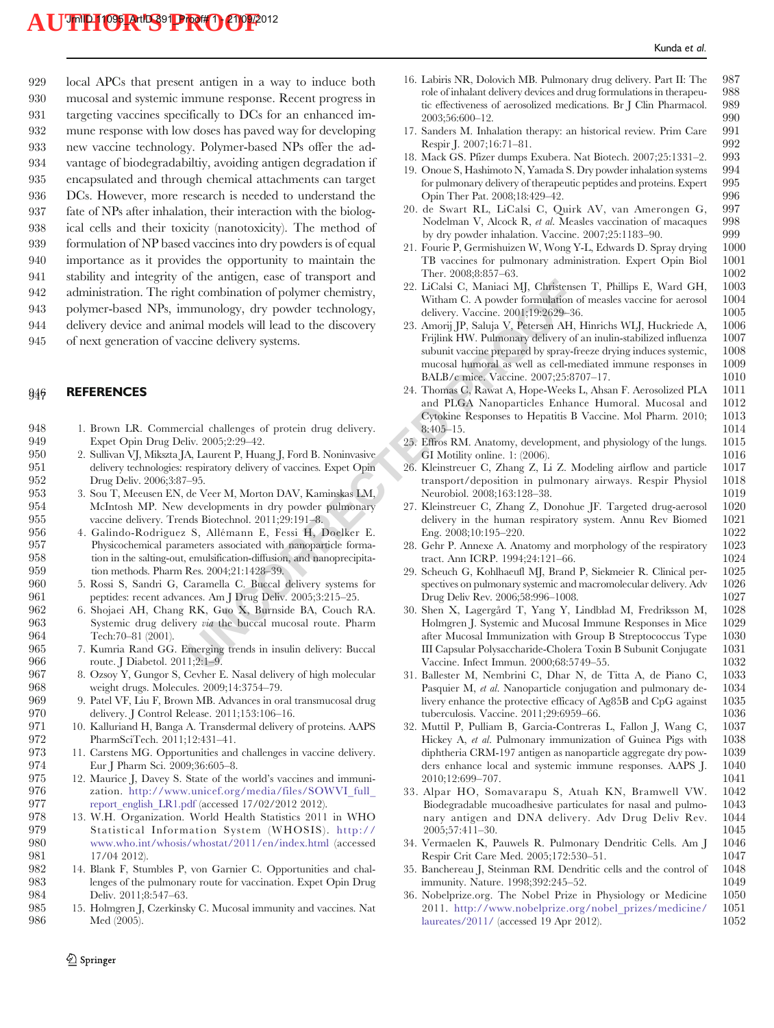local APCs that present antigen in a way to induce both mucosal and systemic immune response. Recent progress in targeting vaccines specifically to DCs for an enhanced immune response with low doses has paved way for developing new vaccine technology. Polymer-based NPs offer the advantage of biodegradabiltiy, avoiding antigen degradation if encapsulated and through chemical attachments can target DCs. However, more research is needed to understand the fate of NPs after inhalation, their interaction with the biological cells and their toxicity (nanotoxicity). The method of formulation of NP based vaccines into dry powders is of equal importance as it provides the opportunity to maintain the stability and integrity of the antigen, ease of transport and administration. The right combination of polymer chemistry, polymer-based NPs, immunology, dry powder technology, delivery device and animal models will lead to the discovery of next generation of vaccine delivery systems.

## REFERENCES

1. Brown LR. Commercial challenges of protein drug delivery. Expet Opin Drug Deliv. 2005;2:29–42.
2. Sullivan VJ, Mikszta JA, Laurent P, Huang J, Ford B. Noninvasive delivery technologies: respiratory delivery of vaccines. Expet Opin Drug Deliv. 2006;3:87–95.
3. Sou T, Meeusen EN, de Veer M, Morton DAV, Kaminskas LM, McIntosh MP. New developments in dry powder pulmonary vaccine delivery. Trends Biotechnol. 2011;29:191–8.
4. Galindo-Rodriguez S, Allémann E, Fessi H, Doelker E. Physicochemical parameters associated with nanoparticle formation in the salting-out, emulsification-diffusion, and nanoprecipitation methods. Pharm Res. 2004;21:1428–39.
5. Rossi S, Sandri G, Caramella C. Buccal delivery systems for peptides: recent advances. Am J Drug Deliv. 2005;3:215–25.
6. Shojaei AH, Chang RK, Guo X, Burnside BA, Couch RA. Systemic drug delivery *via* the buccal mucosal route. Pharm Tech:70–81 (2001).
7. Kumria Rand GG. Emerging trends in insulin delivery: Buccal route. J Diabetol. 2011;2:1–9.
8. Ozsoy Y, Gungor S, Cevher E. Nasal delivery of high molecular weight drugs. Molecules. 2009;14:3754–79.
9. Patel VF, Liu F, Brown MB. Advances in oral transmucosal drug delivery. J Control Release. 2011;153:106–16.
10. Kalluriand H, Banga A. Transdermal delivery of proteins. AAPS PharmSciTech. 2011;12:431–41.
11. Carstens MG. Opportunities and challenges in vaccine delivery. Eur J Pharm Sci. 2009;36:605–8.
12. Maurice J, Davey S. State of the world's vaccines and immunization. http://www.unicef.org/media/files/SOWVI_full_report_english_LR1.pdf (accessed 17/02/2012 2012).
13. W.H. Organization. World Health Statistics 2011 in WHO Statistical Information System (WHOSIS). http://www.who.int/whosis/whostat/2011/en/index.html (accessed 17/04 2012).
14. Blank F, Stumbles P, von Garnier C. Opportunities and challenges of the pulmonary route for vaccination. Expet Opin Drug Deliv. 2011;8:547–63.
15. Holmgren J, Czerkinsky C. Mucosal immunity and vaccines. Nat Med (2005).
16. Labiris NR, Dolovich MB. Pulmonary drug delivery. Part II: The role of inhalant delivery devices and drug formulations in therapeutic effectiveness of aerosolized medications. Br J Clin Pharmacol. 2003;56:600–12.
17. Sanders M. Inhalation therapy: an historical review. Prim Care Respir J. 2007;16:71–81.
18. Mack GS. Pfizer dumps Exubera. Nat Biotech. 2007;25:1331–2.
19. Onoue S, Hashimoto N, Yamada S. Dry powder inhalation systems for pulmonary delivery of therapeutic peptides and proteins. Expert Opin Ther Pat. 2008;18:429–42.
20. de Swart RL, LiCalsi C, Quirk AV, van Amerongen G, Nodelman V, Alcock R, *et al.* Measles vaccination of macaques by dry powder inhalation. Vaccine. 2007;25:1183–90.
21. Fourie P, Germishuizen W, Wong Y-L, Edwards D. Spray drying TB vaccines for pulmonary administration. Expert Opin Biol Ther. 2008;8:857–63.
22. LiCalsi C, Maniaci MJ, Christensen T, Phillips E, Ward GH, Witham C. A powder formulation of measles vaccine for aerosol delivery. Vaccine. 2001;19:2629–36.
23. Amorij JP, Saluja V, Petersen AH, Hinrichs WLJ, Huckriede A, Frijlink HW. Pulmonary delivery of an inulin-stabilized influenza subunit vaccine prepared by spray-freeze drying induces systemic, mucosal humoral as well as cell-mediated immune responses in BALB/c mice. Vaccine. 2007;25:8707–17.
24. Thomas C, Rawat A, Hope-Weeks L, Ahsan F. Aerosolized PLA and PLGA Nanoparticles Enhance Humoral. Mucosal and Cytokine Responses to Hepatitis B Vaccine. Mol Pharm. 2010; 8:405–15.
25. Effros RM. Anatomy, development, and physiology of the lungs. GI Motility online. 1: (2006).
26. Kleinstreuer C, Zhang Z, Li Z. Modeling airflow and particle transport/deposition in pulmonary airways. Respir Physiol Neurobiol. 2008;163:128–38.
27. Kleinstreuer C, Zhang Z, Donohue JF. Targeted drug-aerosol delivery in the human respiratory system. Annu Rev Biomed Eng. 2008;10:195–220.
28. Gehr P. Annexe A. Anatomy and morphology of the respiratory tract. Ann ICRP. 1994;24:121–66.
29. Scheuch G, Kohlhaeufl MJ, Brand P, Siekmeier R. Clinical perspectives on pulmonary systemic and macromolecular delivery. Adv Drug Deliv Rev. 2006;58:996–1008.
30. Shen X, Lagergård T, Yang Y, Lindblad M, Fredriksson M, Holmgren J. Systemic and Mucosal Immune Responses in Mice after Mucosal Immunization with Group B Streptococcus Type III Capsular Polysaccharide-Cholera Toxin B Subunit Conjugate Vaccine. Infect Immun. 2000;68:5749–55.
31. Ballester M, Nembrini C, Dhar N, de Titta A, de Piano C, Pasquier M, *et al.* Nanoparticle conjugation and pulmonary delivery enhance the protective efficacy of Ag85B and CpG against tuberculosis. Vaccine. 2011;29:6959–66.
32. Muttil P, Pulliam B, Garcia-Contreras L, Fallon J, Wang C, Hickey A, *et al.* Pulmonary immunization of Guinea Pigs with diphtheria CRM-197 antigen as nanoparticle aggregate dry powders enhance local and systemic immune responses. AAPS J. 2010;12:699–707.
33. Alpar HO, Somavarapu S, Atuah KN, Bramwell VW. Biodegradable mucoadhesive particulates for nasal and pulmonary antigen and DNA delivery. Adv Drug Deliv Rev. 2005;57:411–30.
34. Vermaelen K, Pauwels R. Pulmonary Dendritic Cells. Am J Respir Crit Care Med. 2005;172:530–51.
35. Banchereau J, Steinman RM. Dendritic cells and the control of immunity. Nature. 1998;392:245–52.
36. Nobelprize.org. The Nobel Prize in Physiology or Medicine 2011. http://www.nobelprize.org/nobel_prizes/medicine/laureates/2011/ (accessed 19 Apr 2012).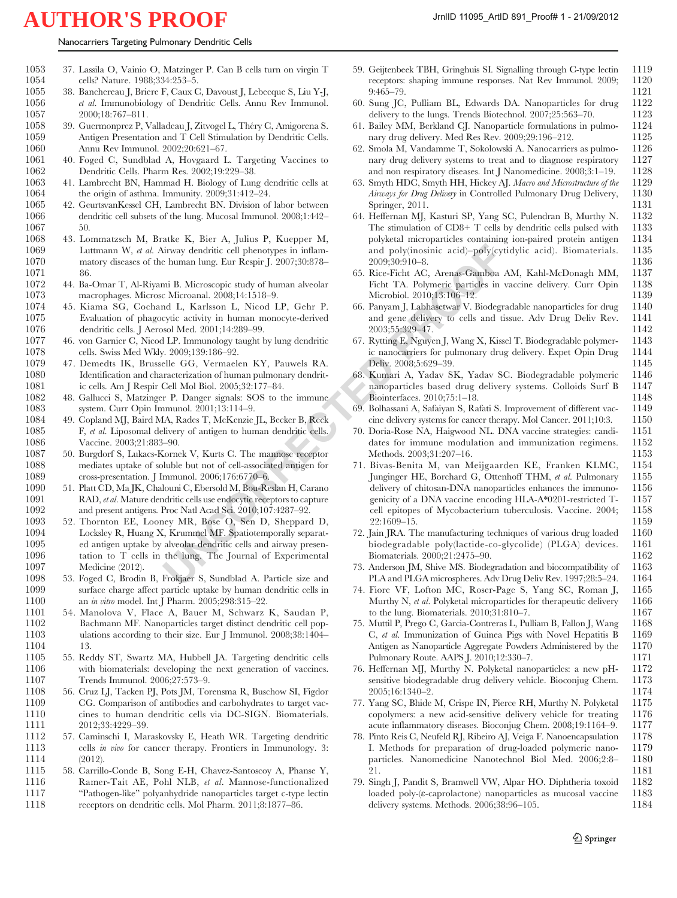37. Lassila O, Vainio O, Matzinger P. Can B cells turn on virgin T cells? Nature. 1988;334:253–5.
38. Banchereau J, Briere F, Caux C, Davoust J, Lebecque S, Liu Y-J, *et al.* Immunobiology of Dendritic Cells. Annu Rev Immunol. 2000;18:767–811.
39. Guermonprez P, Valladeau J, Zitvogel L, Théry C, Amigorena S. Antigen Presentation and T Cell Stimulation by Dendritic Cells. Annu Rev Immunol. 2002;20:621–67.
40. Foged C, Sundblad A, Hovgaard L. Targeting Vaccines to Dendritic Cells. Pharm Res. 2002;19:229–38.
41. Lambrecht BN, Hammad H. Biology of Lung dendritic cells at the origin of asthma. Immunity. 2009;31:412–24.
42. GeurtsvanKessel CH, Lambrecht BN. Division of labor between dendritic cell subsets of the lung. Mucosal Immunol. 2008;1:442–50.
43. Lommatzsch M, Bratke K, Bier A, Julius P, Kuepper M, Luttmann W, *et al.* Airway dendritic cell phenotypes in inflammatory diseases of the human lung. Eur Respir J. 2007;30:878–86.
44. Ba-Omar T, Al-Riyami B. Microscopic study of human alveolar macrophages. Microsc Microanal. 2008;14:1518–9.
45. Kiama SG, Cochand L, Karlsson L, Nicod LP, Gehr P. Evaluation of phagocytic activity in human monocyte-derived dendritic cells. J Aerosol Med. 2001;14:289–99.
46. von Garnier C, Nicod LP. Immunology taught by lung dendritic cells. Swiss Med Wkly. 2009;139:186–92.
47. Demedts IK, Brusselle GG, Vermaelen KY, Pauwels RA. Identification and characterization of human pulmonary dendritic cells. Am J Respir Cell Mol Biol. 2005;32:177–84.
48. Gallucci S, Matzinger P. Danger signals: SOS to the immune system. Curr Opin Immunol. 2001;13:114–9.
49. Copland MJ, Baird MA, Rades T, McKenzie JL, Becker B, Reck F, *et al.* Liposomal delivery of antigen to human dendritic cells. Vaccine. 2003;21:883–90.
50. Burgdorf S, Lukacs-Kornek V, Kurts C. The mannose receptor mediates uptake of soluble but not of cell-associated antigen for cross-presentation. J Immunol. 2006;176:6770–6.
51. Platt CD, Ma JK, Chalouni C, Ebersold M, Bou-Reslan H, Carano RAD, *et al.* Mature dendritic cells use endocytic receptors to capture and present antigens. Proc Natl Acad Sci. 2010;107:4287–92.
52. Thornton EE, Looney MR, Bose O, Sen D, Sheppard D, Locksley R, Huang X, Krummel MF. Spatiotemporally separated antigen uptake by alveolar dendritic cells and airway presentation to T cells in the lung. The Journal of Experimental Medicine (2012).
53. Foged C, Brodin B, Frokjaer S, Sundblad A. Particle size and surface charge affect particle uptake by human dendritic cells in an *in vitro* model. Int J Pharm. 2005;298:315–22.
54. Manolova V, Flace A, Bauer M, Schwarz K, Saudan P, Bachmann MF. Nanoparticles target distinct dendritic cell populations according to their size. Eur J Immunol. 2008;38:1404–13.
55. Reddy ST, Swartz MA, Hubbell JA. Targeting dendritic cells with biomaterials: developing the next generation of vaccines. Trends Immunol. 2006;27:573–9.
56. Cruz LJ, Tacken PJ, Pots JM, Torensma R, Buschow SI, Figdor CG. Comparison of antibodies and carbohydrates to target vaccines to human dendritic cells via DC-SIGN. Biomaterials. 2012;33:4229–39.
57. Caminschi I, Maraskovsky E, Heath WR. Targeting dendritic cells *in vivo* for cancer therapy. Frontiers in Immunology. 3: (2012).
58. Carrillo-Conde B, Song E-H, Chavez-Santoscoy A, Phanse Y, Ramer-Tait AE, Pohl NLB, *et al.* Mannose-functionalized "Pathogen-like" polyanhydride nanoparticles target c-type lectin receptors on dendritic cells. Mol Pharm. 2011;8:1877–86.
59. Geijtenbeek TBH, Gringhuis SI. Signalling through C-type lectin receptors: shaping immune responses. Nat Rev Immunol. 2009;9:465–79.
60. Sung JC, Pulliam BL, Edwards DA. Nanoparticles for drug delivery to the lungs. Trends Biotechnol. 2007;25:563–70.
61. Bailey MM, Berkland CJ. Nanoparticle formulations in pulmonary drug delivery. Med Res Rev. 2009;29:196–212.
62. Smola M, Vandamme T, Sokolowski A. Nanocarriers as pulmonary drug delivery systems to treat and to diagnose respiratory and non respiratory diseases. Int J Nanomedicine. 2008;3:1–19.
63. Smyth HDC, Smyth HH, Hickey AJ. *Macro and Microstructure of the Airways for Drug Delivery* in Controlled Pulmonary Drug Delivery, Springer, 2011.
64. Heffernan MJ, Kasturi SP, Yang SC, Pulendran B, Murthy N. The stimulation of CD8+ T cells by dendritic cells pulsed with polyketal microparticles containing ion-paired protein antigen and poly(inosinic acid)–poly(cytidylic acid). Biomaterials. 2009;30:910–8.
65. Rice-Ficht AC, Arenas-Gamboa AM, Kahl-McDonagh MM, Ficht TA. Polymeric particles in vaccine delivery. Curr Opin Microbiol. 2010;13:106–12.
66. Panyam J, Labhasetwar V. Biodegradable nanoparticles for drug and gene delivery to cells and tissue. Adv Drug Deliv Rev. 2003;55:329–47.
67. Rytting E, Nguyen J, Wang X, Kissel T. Biodegradable polymeric nanocarriers for pulmonary drug delivery. Expet Opin Drug Deliv. 2008;5:629–39.
68. Kumari A, Yadav SK, Yadav SC. Biodegradable polymeric nanoparticles based drug delivery systems. Colloids Surf B Biointerfaces. 2010;75:1–18.
69. Bolhassani A, Safaiyan S, Rafati S. Improvement of different vaccine delivery systems for cancer therapy. Mol Cancer. 2011;10:3.
70. Doria-Rose NA, Haigwood NL. DNA vaccine strategies: candidates for immune modulation and immunization regimens. Methods. 2003;31:207–16.
71. Bivas-Benita M, van Meijgaarden KE, Franken KLMC, Junginger HE, Borchard G, Ottenhoff THM, *et al.* Pulmonary delivery of chitosan-DNA nanoparticles enhances the immunogenicity of a DNA vaccine encoding HLA-A*0201-restricted T-cell epitopes of Mycobacterium tuberculosis. Vaccine. 2004;22:1609–15.
72. Jain JRA. The manufacturing techniques of various drug loaded biodegradable poly(lactide-co-glycolide) (PLGA) devices. Biomaterials. 2000;21:2475–90.
73. Anderson JM, Shive MS. Biodegradation and biocompatibility of PLA and PLGA microspheres. Adv Drug Deliv Rev. 1997;28:5–24.
74. Fiore VF, Lofton MC, Roser-Page S, Yang SC, Roman J, Murthy N, *et al.* Polyketal microparticles for therapeutic delivery to the lung. Biomaterials. 2010;31:810–7.
75. Muttil P, Prego C, Garcia-Contreras L, Pulliam B, Fallon J, Wang C, *et al.* Immunization of Guinea Pigs with Novel Hepatitis B Antigen as Nanoparticle Aggregate Powders Administered by the Pulmonary Route. AAPS J. 2010;12:330–7.
76. Heffernan MJ, Murthy N. Polyketal nanoparticles: a new pH-sensitive biodegradable drug delivery vehicle. Bioconjug Chem. 2005;16:1340–2.
77. Yang SC, Bhide M, Crispe IN, Pierce RH, Murthy N. Polyketal copolymers: a new acid-sensitive delivery vehicle for treating acute inflammatory diseases. Bioconjug Chem. 2008;19:1164–9.
78. Pinto Reis C, Neufeld RJ, Ribeiro AJ, Veiga F. Nanoencapsulation I. Methods for preparation of drug-loaded polymeric nanoparticles. Nanomedicine Nanotechnol Biol Med. 2006;2:8–21.
79. Singh J, Pandit S, Bramwell VW, Alpar HO. Diphtheria toxoid loaded poly-(ε-caprolactone) nanoparticles as mucosal vaccine delivery systems. Methods. 2006;38:96–105.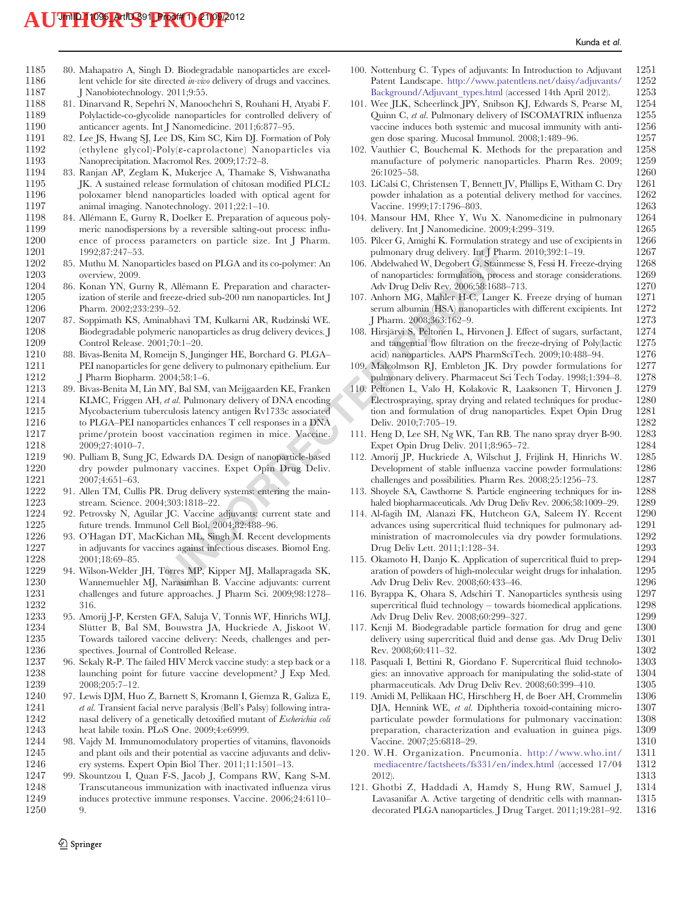80. Mahapatro A, Singh D. Biodegradable nanoparticles are excellent vehicle for site directed *in-vivo* delivery of drugs and vaccines. J Nanobiotechnology. 2011;9:55.
81. Dinarvand R, Sepehri N, Manoochehri S, Rouhani H, Atyabi F. Polylactide-co-glycolide nanoparticles for controlled delivery of anticancer agents. Int J Nanomedicine. 2011;6:877–95.
82. Lee JS, Hwang SJ, Lee DS, Kim SC, Kim DJ. Formation of Poly (ethylene glycol)-Poly(ε-caprolactone) Nanoparticles via Nanoprecipitation. Macromol Res. 2009;17:72–8.
83. Ranjan AP, Zeglam K, Mukerjee A, Thamake S, Vishwanatha JK. A sustained release formulation of chitosan modified PLCL: poloxamer blend nanoparticles loaded with optical agent for animal imaging. Nanotechnology. 2011;22:1–10.
84. Allémann E, Gurny R, Doelker E. Preparation of aqueous polymeric nanodispersions by a reversible salting-out process: influence of process parameters on particle size. Int J Pharm. 1992;87:247–53.
85. Muthu M. Nanoparticles based on PLGA and its co-polymer: An overview, 2009.
86. Konan YN, Gurny R, Allémann E. Preparation and characterization of sterile and freeze-dried sub-200 nm nanoparticles. Int J Pharm. 2002;233:239–52.
87. Soppimath KS, Aminabhavi TM, Kulkarni AR, Rudzinski WE. Biodegradable polymeric nanoparticles as drug delivery devices. J Control Release. 2001;70:1–20.
88. Bivas-Benita M, Romeijn S, Junginger HE, Borchard G. PLGA–PEI nanoparticles for gene delivery to pulmonary epithelium. Eur J Pharm Biopharm. 2004;58:1–6.
89. Bivas-Benita M, Lin MY, Bal SM, van Meijgaarden KE, Franken KLMC, Friggen AH, *et al.* Pulmonary delivery of DNA encoding Mycobacterium tuberculosis latency antigen Rv1733c associated to PLGA–PEI nanoparticles enhances T cell responses in a DNA prime/protein boost vaccination regimen in mice. Vaccine. 2009;27:4010–7.
90. Pulliam B, Sung JC, Edwards DA. Design of nanoparticle-based dry powder pulmonary vaccines. Expet Opin Drug Deliv. 2007;4:651–63.
91. Allen TM, Cullis PR. Drug delivery systems: entering the mainstream. Science. 2004;303:1818–22.
92. Petrovsky N, Aguilar JC. Vaccine adjuvants: current state and future trends. Immunol Cell Biol. 2004;82:488–96.
93. O'Hagan DT, MacKichan ML, Singh M. Recent developments in adjuvants for vaccines against infectious diseases. Biomol Eng. 2001;18:69–85.
94. Wilson-Welder JH, Torres MP, Kipper MJ, Mallapragada SK, Wannemuehler MJ, Narasimhan B. Vaccine adjuvants: current challenges and future approaches. J Pharm Sci. 2009;98:1278–316.
95. Amorij J-P, Kersten GFA, Saluja V, Tonnis WF, Hinrichs WLJ, Slütter B, Bal SM, Bouwstra JA, Huckriede A, Jiskoot W. Towards tailored vaccine delivery: Needs, challenges and perspectives. Journal of Controlled Release.
96. Sekaly R-P. The failed HIV Merck vaccine study: a step back or a launching point for future vaccine development? J Exp Med. 2008;205:7–12.
97. Lewis DJM, Huo Z, Barnett S, Kromann I, Giemza R, Galiza E, *et al.* Transient facial nerve paralysis (Bell's Palsy) following intranasal delivery of a genetically detoxified mutant of *Escherichia coli* heat labile toxin. PLoS One. 2009;4:e6999.
98. Vajdy M. Immunomodulatory properties of vitamins, flavonoids and plant oils and their potential as vaccine adjuvants and delivery systems. Expert Opin Biol Ther. 2011;11:1501–13.
99. Skountzou I, Quan F-S, Jacob J, Compans RW, Kang S-M. Transcutaneous immunization with inactivated influenza virus induces protective immune responses. Vaccine. 2006;24:6110–9.
100. Nottenburg C. Types of adjuvants: In Introduction to Adjuvant Patent Landscape. http://www.patentlens.net/daisy/adjuvants/Background/Adjuvant_types.html (accessed 14th April 2012).
101. Wee JLK, Scheerlinck JPY, Snibson KJ, Edwards S, Pearse M, Quinn C, *et al.* Pulmonary delivery of ISCOMATRIX influenza vaccine induces both systemic and mucosal immunity with antigen dose sparing. Mucosal Immunol. 2008;1:489–96.
102. Vauthier C, Bouchemal K. Methods for the preparation and manufacture of polymeric nanoparticles. Pharm Res. 2009; 26:1025–58.
103. LiCalsi C, Christensen T, Bennett JV, Phillips E, Witham C. Dry powder inhalation as a potential delivery method for vaccines. Vaccine. 1999;17:1796–803.
104. Mansour HM, Rhee Y, Wu X. Nanomedicine in pulmonary delivery. Int J Nanomedicine. 2009;4:299–319.
105. Pilcer G, Amighi K. Formulation strategy and use of excipients in pulmonary drug delivery. Int J Pharm. 2010;392:1–19.
106. Abdelwahed W, Degobert G, Stainmesse S, Fessi H. Freeze-drying of nanoparticles: formulation, process and storage considerations. Adv Drug Deliv Rev. 2006;58:1688–713.
107. Anhorn MG, Mahler H-C, Langer K. Freeze drying of human serum albumin (HSA) nanoparticles with different excipients. Int J Pharm. 2008;363:162–9.
108. Hirsjärvi S, Peltonen L, Hirvonen J. Effect of sugars, surfactant, and tangential flow filtration on the freeze-drying of Poly(lactic acid) nanoparticles. AAPS PharmSciTech. 2009;10:488–94.
109. Malcolmson RJ, Embleton JK. Dry powder formulations for pulmonary delivery. Pharmaceut Sci Tech Today. 1998;1:394–8.
110. Peltonen L, Valo H, Kolakovic R, Laaksonen T, Hirvonen J. Electrospraying, spray drying and related techniques for production and formulation of drug nanoparticles. Expet Opin Drug Deliv. 2010;7:705–19.
111. Heng D, Lee SH, Ng WK, Tan RB. The nano spray dryer B-90. Expet Opin Drug Deliv. 2011;8:965–72.
112. Amorij JP, Huckriede A, Wilschut J, Frijlink H, Hinrichs W. Development of stable influenza vaccine powder formulations: challenges and possibilities. Pharm Res. 2008;25:1256–73.
113. Shoyele SA, Cawthorne S. Particle engineering techniques for inhaled biopharmaceuticals. Adv Drug Deliv Rev. 2006;58:1009–29.
114. Al-fagih IM, Alanazi FK, Hutcheon GA, Saleem IY. Recent advances using supercritical fluid techniques for pulmonary administration of macromolecules via dry powder formulations. Drug Deliv Lett. 2011;1:128–34.
115. Okamoto H, Danjo K. Application of supercritical fluid to preparation of powders of high-molecular weight drugs for inhalation. Adv Drug Deliv Rev. 2008;60:433–46.
116. Byrappa K, Ohara S, Adschiri T. Nanoparticles synthesis using supercritical fluid technology – towards biomedical applications. Adv Drug Deliv Rev. 2008;60:299–327.
117. Kenji M. Biodegradable particle formation for drug and gene delivery using supercritical fluid and dense gas. Adv Drug Deliv Rev. 2008;60:411–32.
118. Pasquali I, Bettini R, Giordano F. Supercritical fluid technologies: an innovative approach for manipulating the solid-state of pharmaceuticals. Adv Drug Deliv Rev. 2008;60:399–410.
119. Amidi M, Pellikaan HC, Hirschberg H, de Boer AH, Crommelin DJA, Hennink WE, *et al.* Diphtheria toxoid-containing microparticulate powder formulations for pulmonary vaccination: preparation, characterization and evaluation in guinea pigs. Vaccine. 2007;25:6818–29.
120. W.H. Organization. Pneumonia. http://www.who.int/mediacentre/factsheets/fs331/en/index.html (accessed 17/04 2012).
121. Ghotbi Z, Haddadi A, Hamdy S, Hung RW, Samuel J, Lavasanifar A. Active targeting of dendritic cells with mannan-decorated PLGA nanoparticles. J Drug Target. 2011;19:281–92.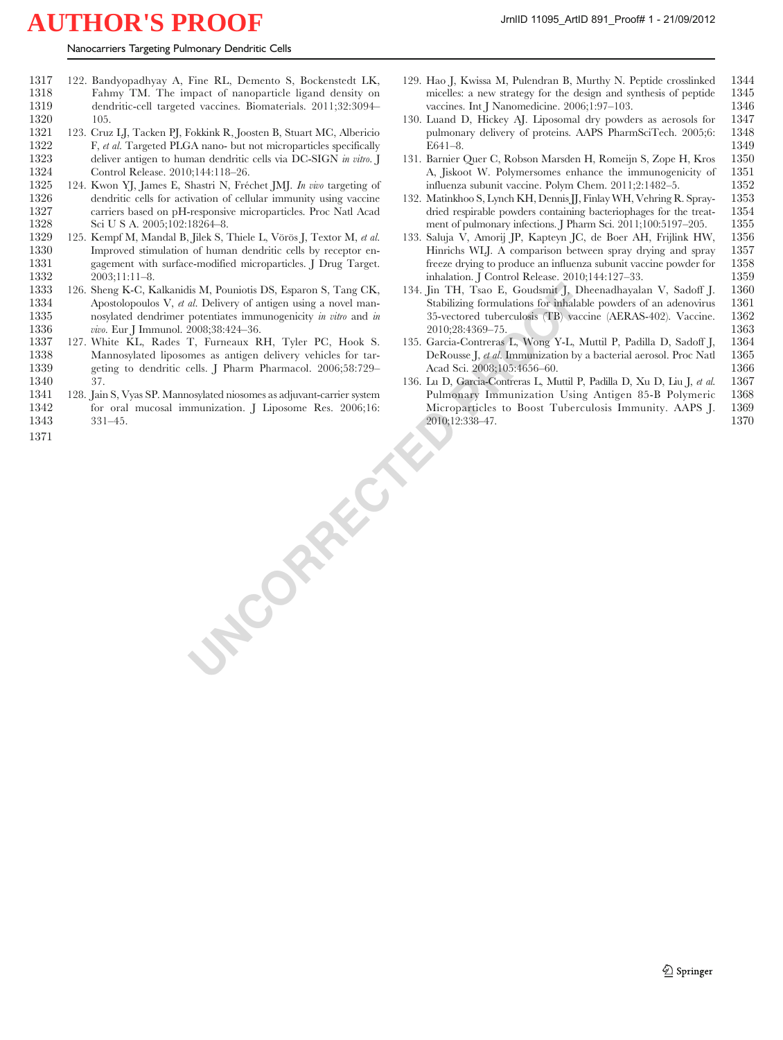122. Bandyopadhyay A, Fine RL, Demento S, Bockenstedt LK, Fahmy TM. The impact of nanoparticle ligand density on dendritic-cell targeted vaccines. Biomaterials. 2011;32:3094–105.
123. Cruz LJ, Tacken PJ, Fokkink R, Joosten B, Stuart MC, Albericio F, *et al.* Targeted PLGA nano- but not microparticles specifically deliver antigen to human dendritic cells via DC-SIGN *in vitro*. J Control Release. 2010;144:118–26.
124. Kwon YJ, James E, Shastri N, Fréchet JMJ. *In vivo* targeting of dendritic cells for activation of cellular immunity using vaccine carriers based on pH-responsive microparticles. Proc Natl Acad Sci U S A. 2005;102:18264–8.
125. Kempf M, Mandal B, Jilek S, Thiele L, Vörös J, Textor M, *et al.* Improved stimulation of human dendritic cells by receptor engagement with surface-modified microparticles. J Drug Target. 2003;11:11–8.
126. Sheng K-C, Kalkanidis M, Pouniotis DS, Esparon S, Tang CK, Apostolopoulos V, *et al.* Delivery of antigen using a novel mannosylated dendrimer potentiates immunogenicity *in vitro* and *in vivo*. Eur J Immunol. 2008;38:424–36.
127. White KL, Rades T, Furneaux RH, Tyler PC, Hook S. Mannosylated liposomes as antigen delivery vehicles for targeting to dendritic cells. J Pharm Pharmacol. 2006;58:729–37.
128. Jain S, Vyas SP. Mannosylated niosomes as adjuvant-carrier system for oral mucosal immunization. J Liposome Res. 2006;16:331–45.
129. Hao J, Kwissa M, Pulendran B, Murthy N. Peptide crosslinked micelles: a new strategy for the design and synthesis of peptide vaccines. Int J Nanomedicine. 2006;1:97–103.
130. Luand D, Hickey AJ. Liposomal dry powders as aerosols for pulmonary delivery of proteins. AAPS PharmSciTech. 2005;6:E641–8.
131. Barnier Quer C, Robson Marsden H, Romeijn S, Zope H, Kros A, Jiskoot W. Polymersomes enhance the immunogenicity of influenza subunit vaccine. Polym Chem. 2011;2:1482–5.
132. Matinkhoo S, Lynch KH, Dennis JJ, Finlay WH, Vehring R. Spray-dried respirable powders containing bacteriophages for the treatment of pulmonary infections. J Pharm Sci. 2011;100:5197–205.
133. Saluja V, Amorij JP, Kapteyn JC, de Boer AH, Frijlink HW, Hinrichs WLJ. A comparison between spray drying and spray freeze drying to produce an influenza subunit vaccine powder for inhalation. J Control Release. 2010;144:127–33.
134. Jin TH, Tsao E, Goudsmit J, Dheenadhayalan V, Sadoff J. Stabilizing formulations for inhalable powders of an adenovirus 35-vectored tuberculosis (TB) vaccine (AERAS-402). Vaccine. 2010;28:4369–75.
135. Garcia-Contreras L, Wong Y-L, Muttil P, Padilla D, Sadoff J, DeRousse J, *et al.* Immunization by a bacterial aerosol. Proc Natl Acad Sci. 2008;105:4656–60.
136. Lu D, Garcia-Contreras L, Muttil P, Padilla D, Xu D, Liu J, *et al.* Pulmonary Immunization Using Antigen 85-B Polymeric Microparticles to Boost Tuberculosis Immunity. AAPS J. 2010;12:338–47.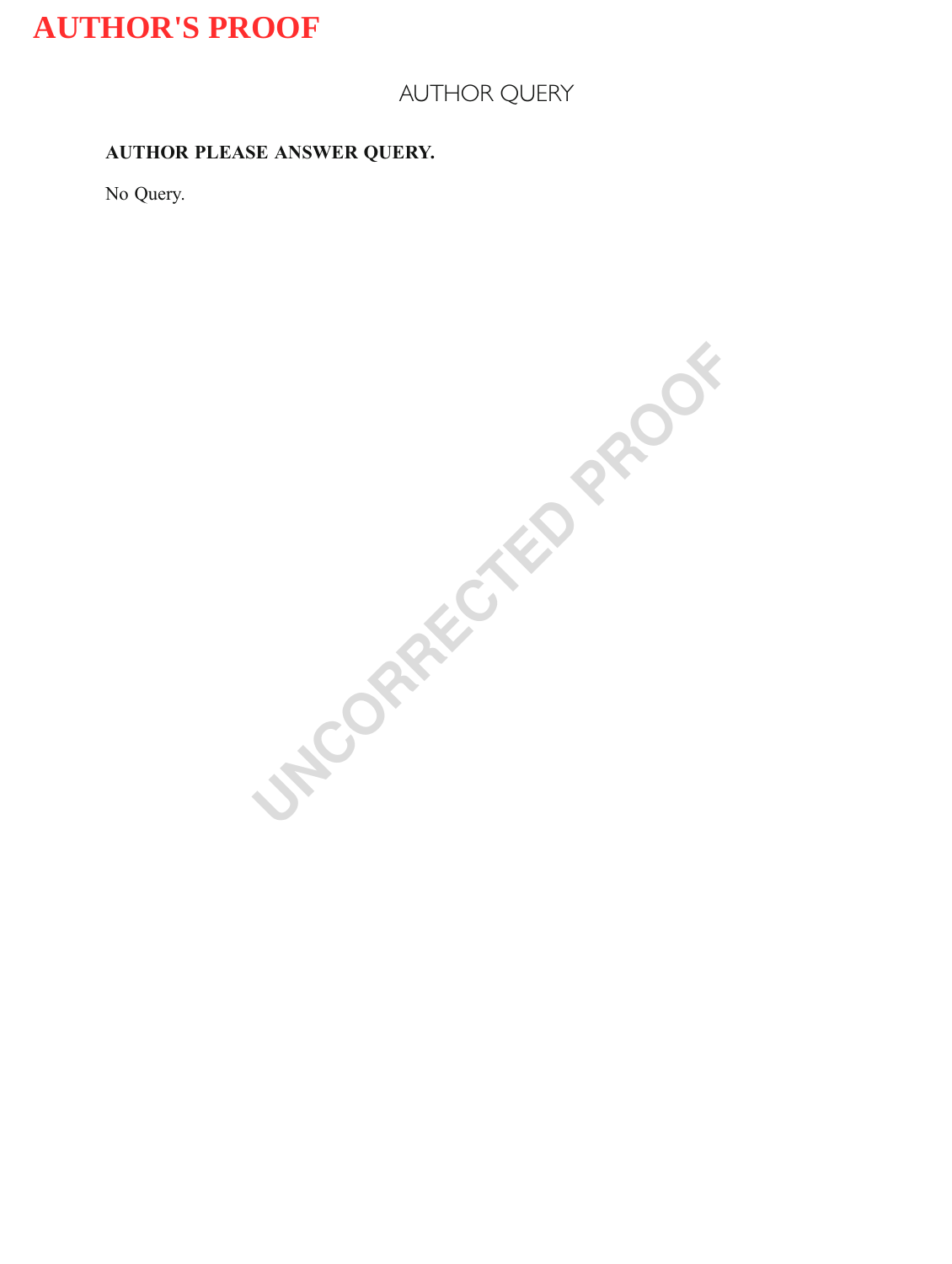# AUTHOR'S PROOF

## AUTHOR QUERY

**AUTHOR PLEASE ANSWER QUERY.**

No Query.